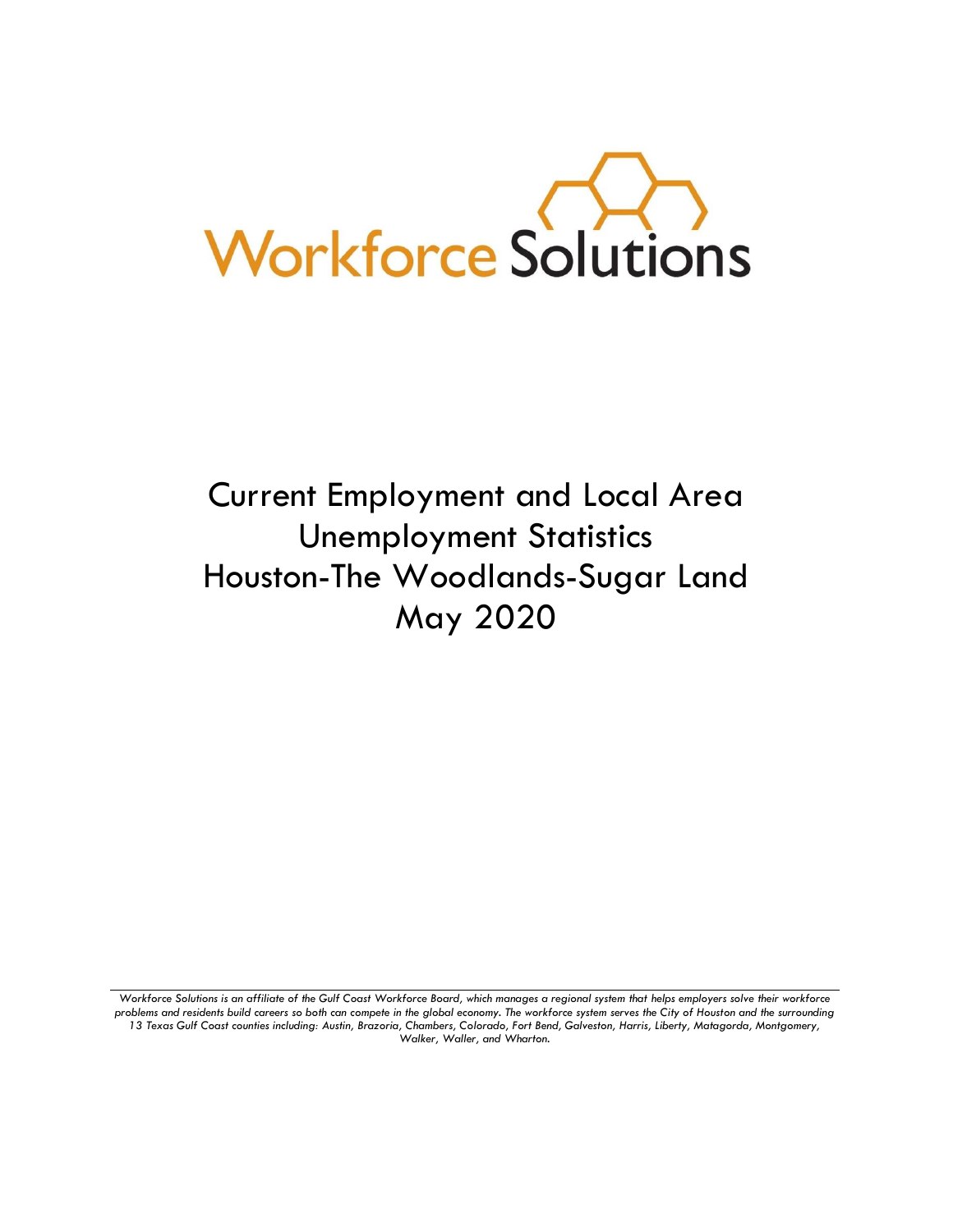Workforce Solutions

# Current Employment and Local Area Unemployment Statistics Houston-The Woodlands-Sugar Land May 2020

*Workforce Solutions is an affiliate of the Gulf Coast Workforce Board, which manages a regional system that helps employers solve their workforce problems and residents build careers so both can compete in the global economy. The workforce system serves the City of Houston and the surrounding 13 Texas Gulf Coast counties including: Austin, Brazoria, Chambers, Colorado, Fort Bend, Galveston, Harris, Liberty, Matagorda, Montgomery, Walker, Waller, and Wharton.*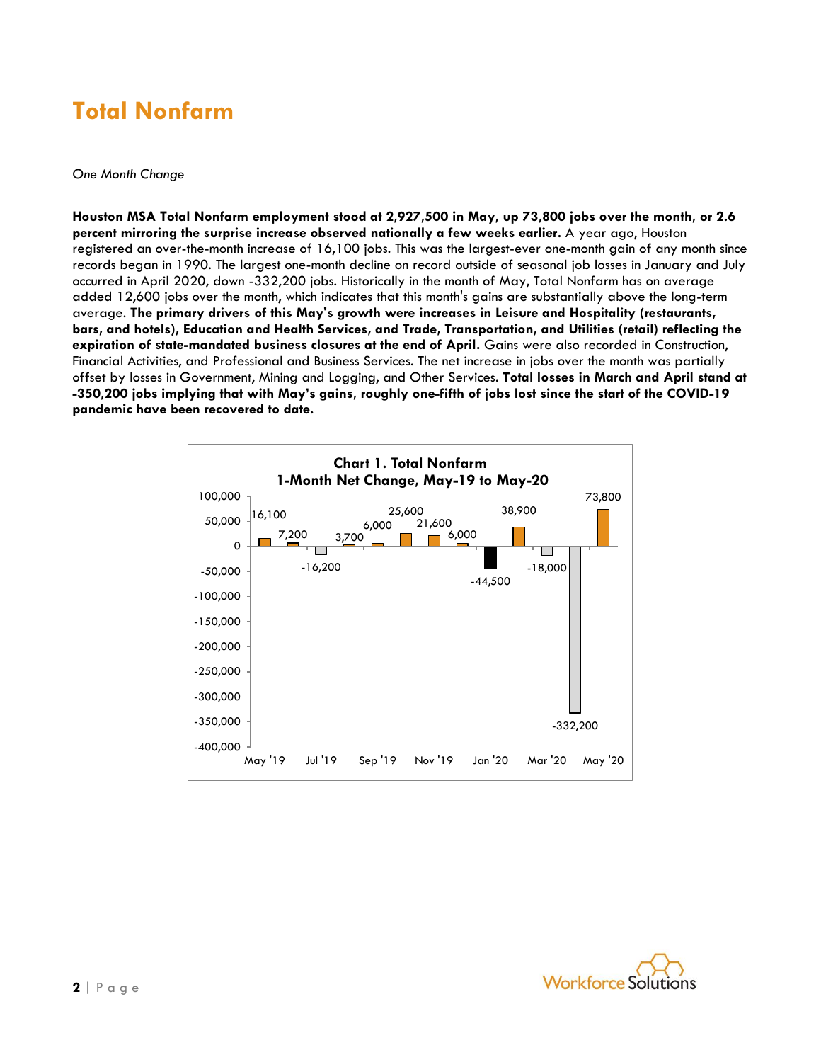# Total Nonfarm

*One Month Change*

**Houston MSA Total Nonfarm employment stood at 2,927,500 in May, up 73,800 jobs over the month, or 2.6 percent mirroring the surprise increase observed nationally a few weeks earlier.** A year ago, Houston registered an over-the-month increase of 16,100 jobs. This was the largest-ever one-month gain of any month since records began in 1990. The largest one-month decline on record outside of seasonal job losses in January and July occurred in April 2020, down -332,200 jobs. Historically in the month of May, Total Nonfarm has on average added 12,600 jobs over the month, which indicates that this month's gains are substantially above the long-term average. **The primary drivers of this May's growth were increases in Leisure and Hospitality (restaurants, bars, and hotels), Education and Health Services, and Trade, Transportation, and Utilities (retail) reflecting the expiration of state-mandated business closures at the end of April.** Gains were also recorded in Construction, Financial Activities, and Professional and Business Services. The net increase in jobs over the month was partially offset by losses in Government, Mining and Logging, and Other Services. **Total losses in March and April stand at -350,200 jobs implying that with May's gains, roughly one-fifth of jobs lost since the start of the COVID-19 pandemic have been recovered to date.**

**Chart 1. Total Nonfarm**
**1-Month Net Change, May-19 to May-20**

| Month | Net Change |
|---|---|
| May '19 | 16,100 |
| Jun '19 | 7,200 |
| Jul '19 | -16,200 |
| Aug '19 | 3,700 |
| Sep '19 | 6,000 |
| Oct '19 | 25,600 |
| Nov '19 | 21,600 |
| Dec '19 | 6,000 |
| Jan '20 | -44,500 |
| Feb '20 | 38,900 |
| Mar '20 | -18,000 |
| Apr '20 | -332,200 |
| May '20 | 73,800 |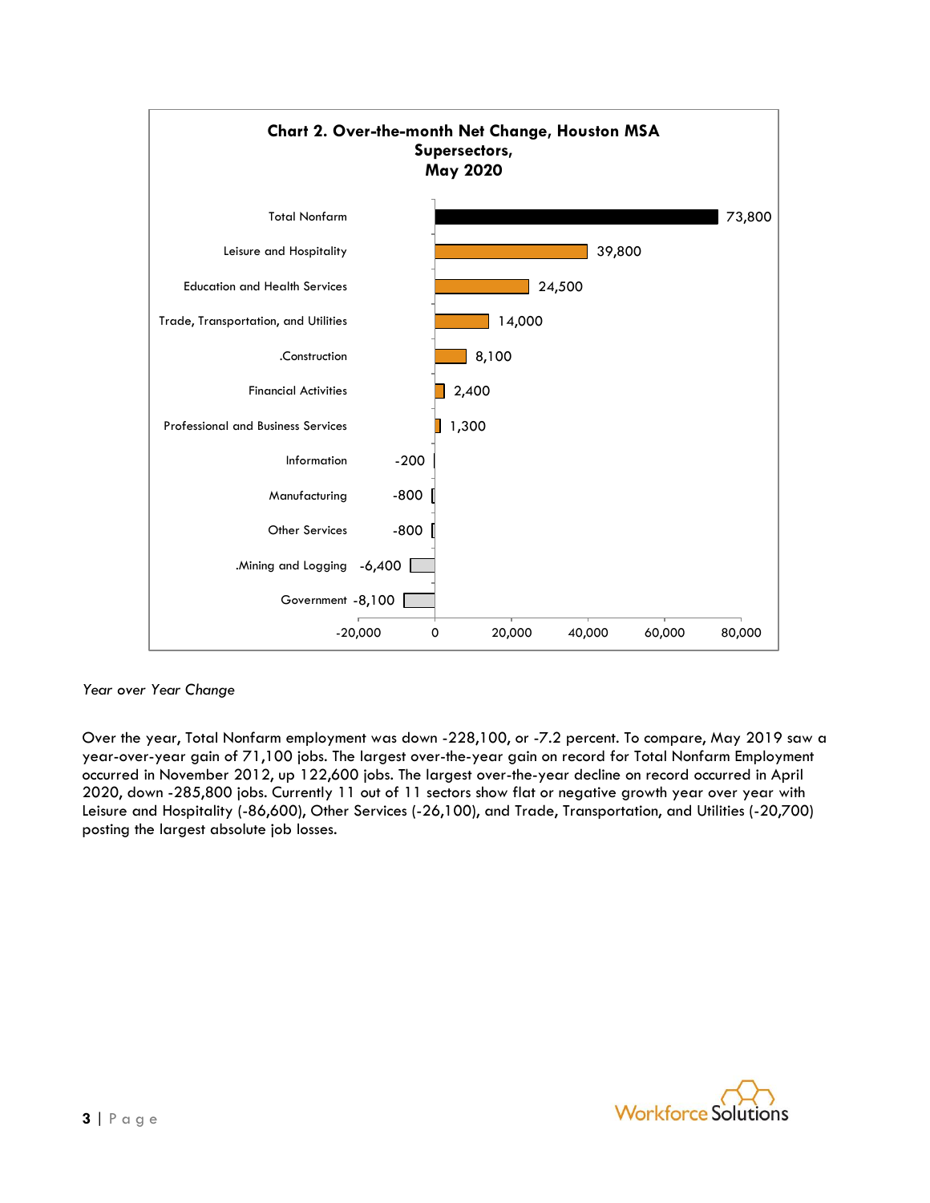**Chart 2. Over-the-month Net Change, Houston MSA Supersectors, May 2020**

| Supersector | Net Change |
|---|---|
| Total Nonfarm | 73,800 |
| Leisure and Hospitality | 39,800 |
| Education and Health Services | 24,500 |
| Trade, Transportation, and Utilities | 14,000 |
| .Construction | 8,100 |
| Financial Activities | 2,400 |
| Professional and Business Services | 1,300 |
| Information | -200 |
| Manufacturing | -800 |
| Other Services | -800 |
| .Mining and Logging | -6,400 |
| Government | -8,100 |

*Year over Year Change*

Over the year, Total Nonfarm employment was down -228,100, or -7.2 percent. To compare, May 2019 saw a year-over-year gain of 71,100 jobs. The largest over-the-year gain on record for Total Nonfarm Employment occurred in November 2012, up 122,600 jobs. The largest over-the-year decline on record occurred in April 2020, down -285,800 jobs. Currently 11 out of 11 sectors show flat or negative growth year over year with Leisure and Hospitality (-86,600), Other Services (-26,100), and Trade, Transportation, and Utilities (-20,700) posting the largest absolute job losses.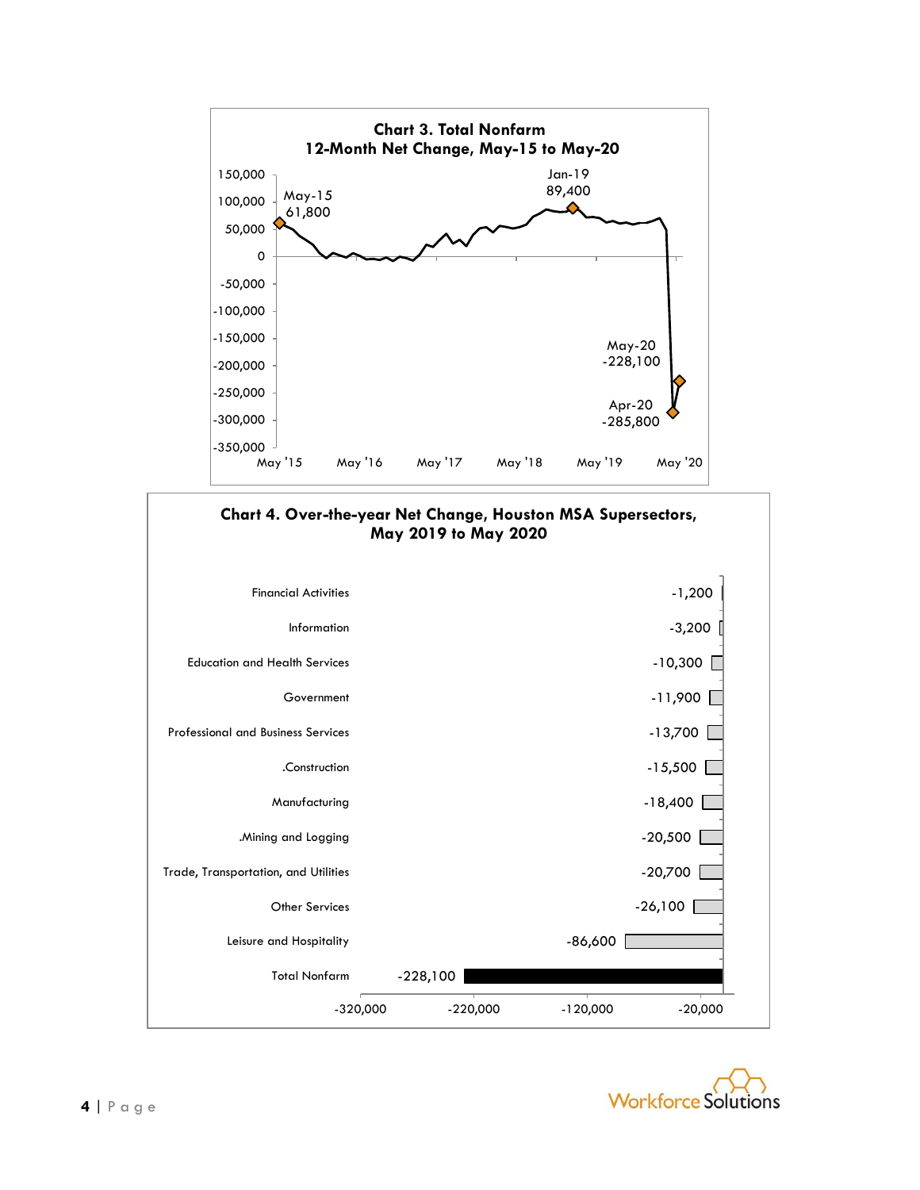**Chart 3. Total Nonfarm**
**12-Month Net Change, May-15 to May-20**

| Label | Value |
|---|---|
| May-15 | 61,800 |
| Jan-19 | 89,400 |
| Apr-20 | -285,800 |
| May-20 | -228,100 |

**Chart 4. Over-the-year Net Change, Houston MSA Supersectors, May 2019 to May 2020**

| Supersector | Net Change |
|---|---|
| Financial Activities | -1,200 |
| Information | -3,200 |
| Education and Health Services | -10,300 |
| Government | -11,900 |
| Professional and Business Services | -13,700 |
| .Construction | -15,500 |
| Manufacturing | -18,400 |
| .Mining and Logging | -20,500 |
| Trade, Transportation, and Utilities | -20,700 |
| Other Services | -26,100 |
| Leisure and Hospitality | -86,600 |
| Total Nonfarm | -228,100 |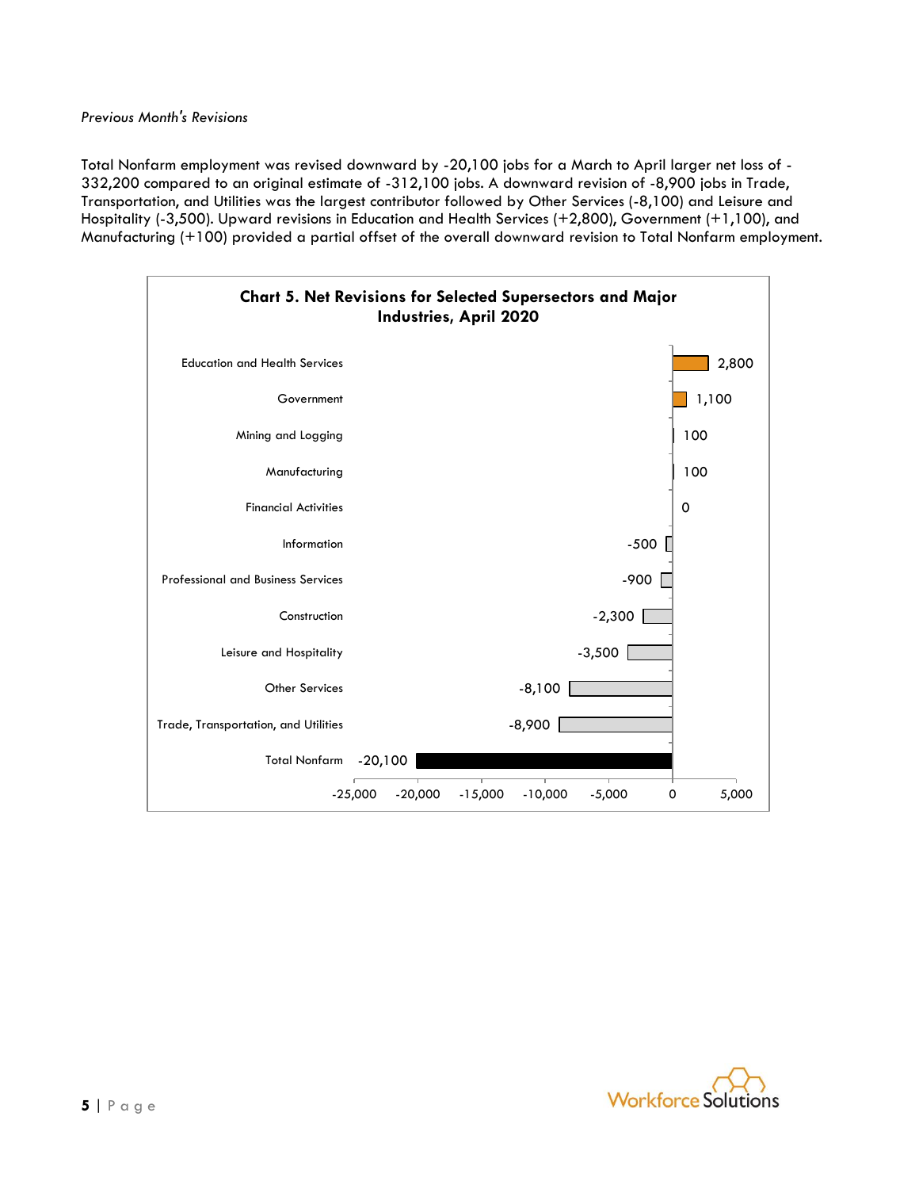*Previous Month's Revisions*

Total Nonfarm employment was revised downward by -20,100 jobs for a March to April larger net loss of -332,200 compared to an original estimate of -312,100 jobs. A downward revision of -8,900 jobs in Trade, Transportation, and Utilities was the largest contributor followed by Other Services (-8,100) and Leisure and Hospitality (-3,500). Upward revisions in Education and Health Services (+2,800), Government (+1,100), and Manufacturing (+100) provided a partial offset of the overall downward revision to Total Nonfarm employment.

**Chart 5. Net Revisions for Selected Supersectors and Major Industries, April 2020**

| Industry | Net Revision |
|---|---|
| Education and Health Services | 2,800 |
| Government | 1,100 |
| Mining and Logging | 100 |
| Manufacturing | 100 |
| Financial Activities | 0 |
| Information | -500 |
| Professional and Business Services | -900 |
| Construction | -2,300 |
| Leisure and Hospitality | -3,500 |
| Other Services | -8,100 |
| Trade, Transportation, and Utilities | -8,900 |
| Total Nonfarm | -20,100 |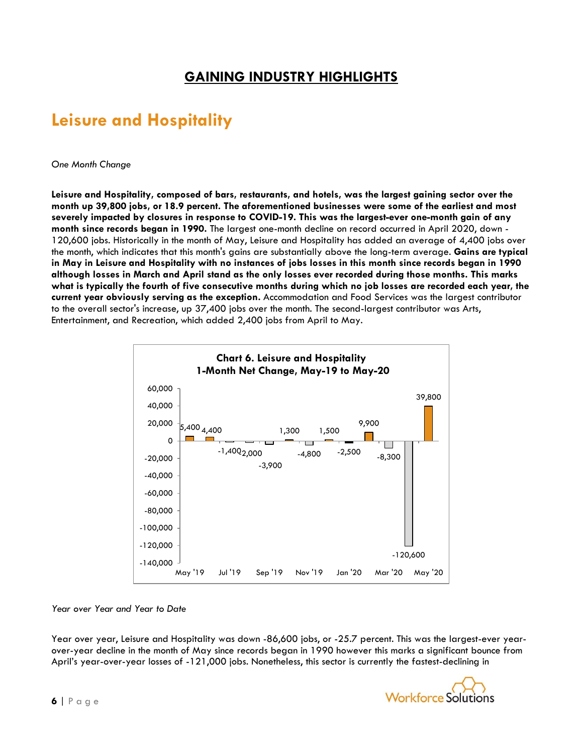# GAINING INDUSTRY HIGHLIGHTS

## Leisure and Hospitality

*One Month Change*

**Leisure and Hospitality, composed of bars, restaurants, and hotels, was the largest gaining sector over the month up 39,800 jobs, or 18.9 percent. The aforementioned businesses were some of the earliest and most severely impacted by closures in response to COVID-19. This was the largest-ever one-month gain of any month since records began in 1990.** The largest one-month decline on record occurred in April 2020, down -120,600 jobs. Historically in the month of May, Leisure and Hospitality has added an average of 4,400 jobs over the month, which indicates that this month's gains are substantially above the long-term average. **Gains are typical in May in Leisure and Hospitality with no instances of jobs losses in this month since records began in 1990 although losses in March and April stand as the only losses ever recorded during those months. This marks what is typically the fourth of five consecutive months during which no job losses are recorded each year, the current year obviously serving as the exception.** Accommodation and Food Services was the largest contributor to the overall sector's increase, up 37,400 jobs over the month. The second-largest contributor was Arts, Entertainment, and Recreation, which added 2,400 jobs from April to May.

**Chart 6. Leisure and Hospitality 1-Month Net Change, May-19 to May-20**

| Month | Net Change |
|---|---|
| May '19 | 5,400 |
| Jun '19 | 4,400 |
| Jul '19 | -1,400 |
| Aug '19 | -2,000 |
| Sep '19 | -3,900 |
| Oct '19 | 1,300 |
| Nov '19 | -4,800 |
| Dec '19 | 1,500 |
| Jan '20 | -2,500 |
| Feb '20 | 9,900 |
| Mar '20 | -8,300 |
| Apr '20 | -120,600 |
| May '20 | 39,800 |

*Year over Year and Year to Date*

Year over year, Leisure and Hospitality was down -86,600 jobs, or -25.7 percent. This was the largest-ever year-over-year decline in the month of May since records began in 1990 however this marks a significant bounce from April's year-over-year losses of -121,000 jobs. Nonetheless, this sector is currently the fastest-declining in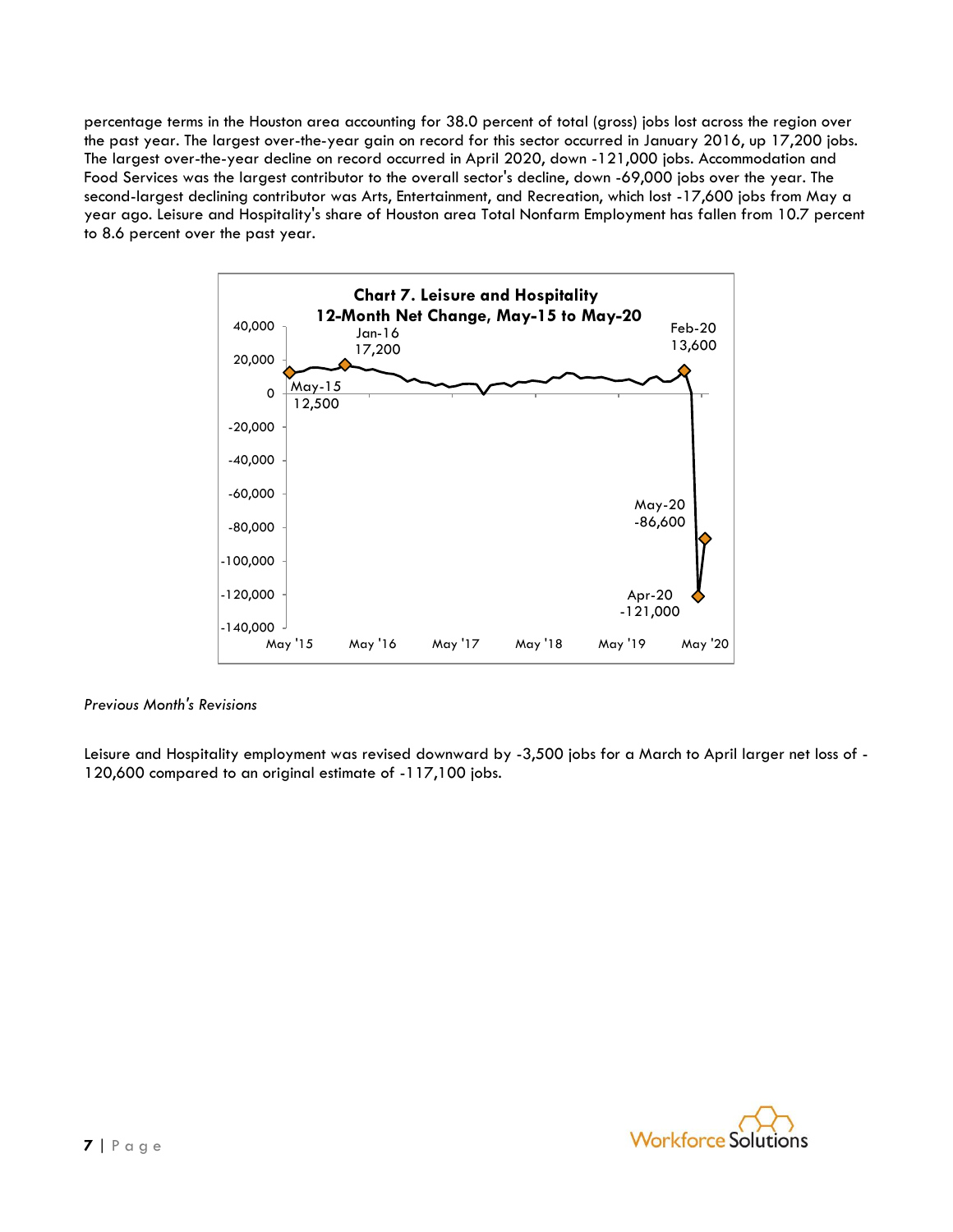percentage terms in the Houston area accounting for 38.0 percent of total (gross) jobs lost across the region over the past year. The largest over-the-year gain on record for this sector occurred in January 2016, up 17,200 jobs. The largest over-the-year decline on record occurred in April 2020, down -121,000 jobs. Accommodation and Food Services was the largest contributor to the overall sector's decline, down -69,000 jobs over the year. The second-largest declining contributor was Arts, Entertainment, and Recreation, which lost -17,600 jobs from May a year ago. Leisure and Hospitality's share of Houston area Total Nonfarm Employment has fallen from 10.7 percent to 8.6 percent over the past year.

**Chart 7. Leisure and Hospitality 12-Month Net Change, May-15 to May-20**

*Previous Month's Revisions*

Leisure and Hospitality employment was revised downward by -3,500 jobs for a March to April larger net loss of -120,600 compared to an original estimate of -117,100 jobs.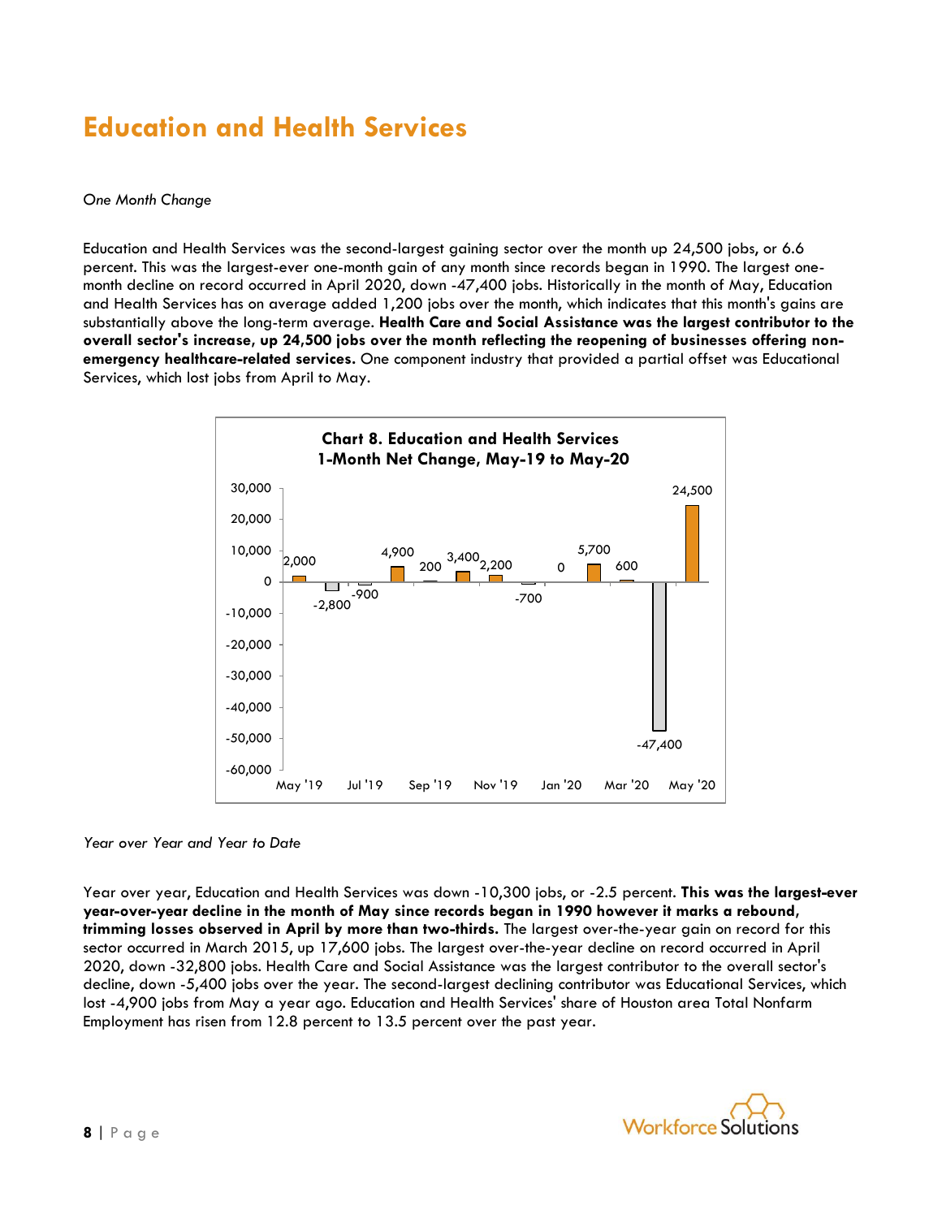# Education and Health Services

*One Month Change*

Education and Health Services was the second-largest gaining sector over the month up 24,500 jobs, or 6.6 percent. This was the largest-ever one-month gain of any month since records began in 1990. The largest one-month decline on record occurred in April 2020, down -47,400 jobs. Historically in the month of May, Education and Health Services has on average added 1,200 jobs over the month, which indicates that this month's gains are substantially above the long-term average. **Health Care and Social Assistance was the largest contributor to the overall sector's increase, up 24,500 jobs over the month reflecting the reopening of businesses offering non-emergency healthcare-related services.** One component industry that provided a partial offset was Educational Services, which lost jobs from April to May.

**Chart 8. Education and Health Services 1-Month Net Change, May-19 to May-20**

| Month | Net Change |
|---|---|
| May '19 | 2,000 |
| Jun '19 | -2,800 |
| Jul '19 | -900 |
| Aug '19 | 4,900 |
| Sep '19 | 200 |
| Oct '19 | 3,400 |
| Nov '19 | 2,200 |
| Dec '19 | -700 |
| Jan '20 | 0 |
| Feb '20 | 5,700 |
| Mar '20 | 600 |
| Apr '20 | -47,400 |
| May '20 | 24,500 |

*Year over Year and Year to Date*

Year over year, Education and Health Services was down -10,300 jobs, or -2.5 percent. **This was the largest-ever year-over-year decline in the month of May since records began in 1990 however it marks a rebound, trimming losses observed in April by more than two-thirds.** The largest over-the-year gain on record for this sector occurred in March 2015, up 17,600 jobs. The largest over-the-year decline on record occurred in April 2020, down -32,800 jobs. Health Care and Social Assistance was the largest contributor to the overall sector's decline, down -5,400 jobs over the year. The second-largest declining contributor was Educational Services, which lost -4,900 jobs from May a year ago. Education and Health Services' share of Houston area Total Nonfarm Employment has risen from 12.8 percent to 13.5 percent over the past year.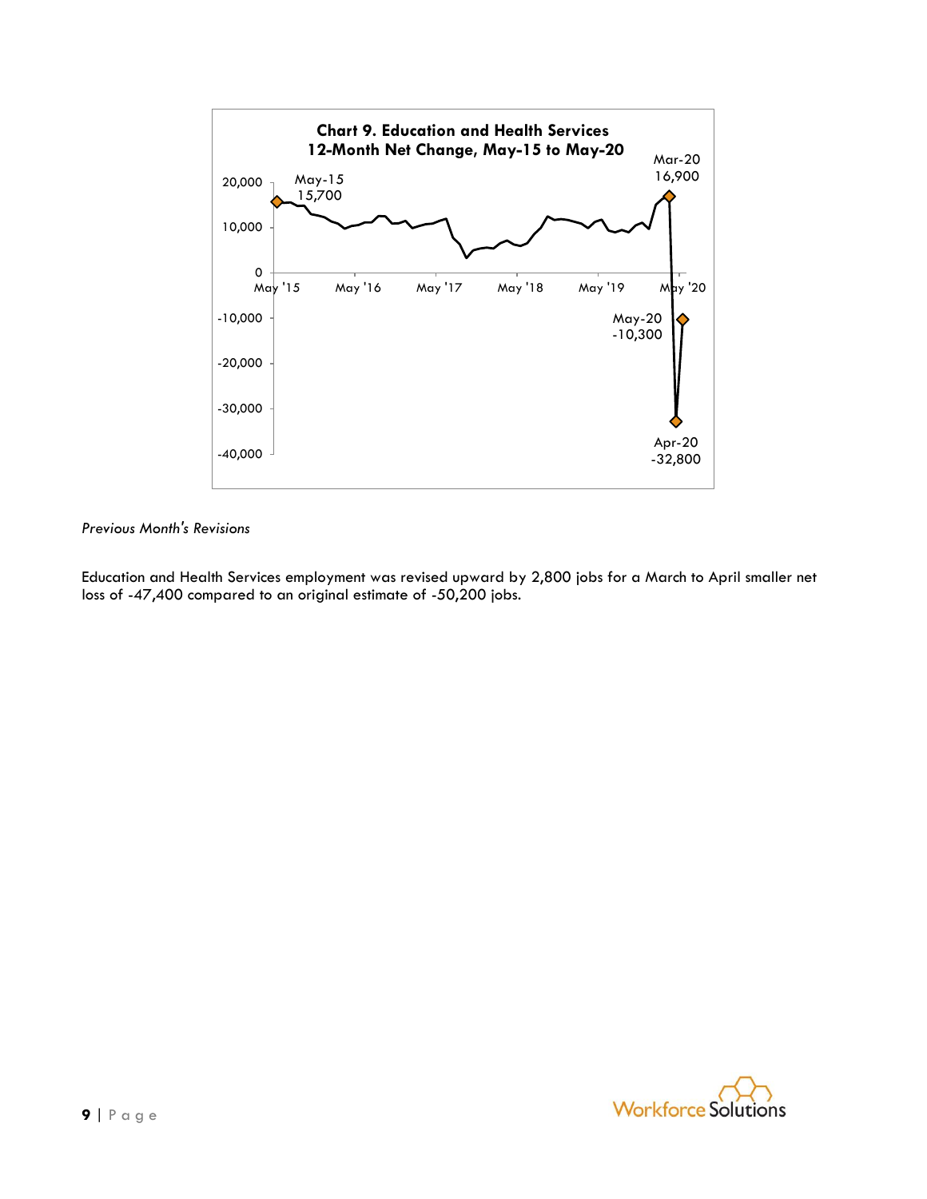**Chart 9. Education and Health Services 12-Month Net Change, May-15 to May-20**

*Previous Month's Revisions*

Education and Health Services employment was revised upward by 2,800 jobs for a March to April smaller net loss of -47,400 compared to an original estimate of -50,200 jobs.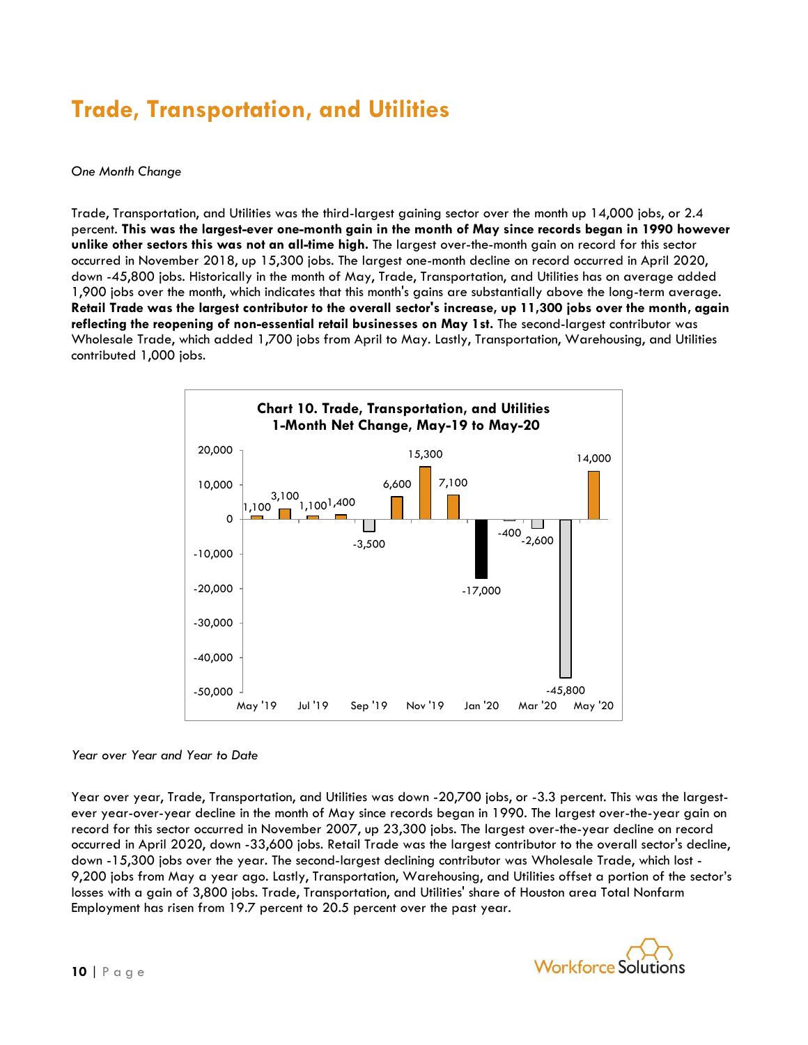# Trade, Transportation, and Utilities

*One Month Change*

Trade, Transportation, and Utilities was the third-largest gaining sector over the month up 14,000 jobs, or 2.4 percent. **This was the largest-ever one-month gain in the month of May since records began in 1990 however unlike other sectors this was not an all-time high.** The largest over-the-month gain on record for this sector occurred in November 2018, up 15,300 jobs. The largest one-month decline on record occurred in April 2020, down -45,800 jobs. Historically in the month of May, Trade, Transportation, and Utilities has on average added 1,900 jobs over the month, which indicates that this month's gains are substantially above the long-term average. **Retail Trade was the largest contributor to the overall sector's increase, up 11,300 jobs over the month, again reflecting the reopening of non-essential retail businesses on May 1st.** The second-largest contributor was Wholesale Trade, which added 1,700 jobs from April to May. Lastly, Transportation, Warehousing, and Utilities contributed 1,000 jobs.

**Chart 10. Trade, Transportation, and Utilities 1-Month Net Change, May-19 to May-20**

| Month | Net Change |
|---|---|
| May '19 | 1,100 |
| Jun '19 | 3,100 |
| Jul '19 | 1,100 |
| Aug '19 | 1,400 |
| Sep '19 | -3,500 |
| Oct '19 | 6,600 |
| Nov '19 | 15,300 |
| Dec '19 | 7,100 |
| Jan '20 | -17,000 |
| Feb '20 | -400 |
| Mar '20 | -2,600 |
| Apr '20 | -45,800 |
| May '20 | 14,000 |

*Year over Year and Year to Date*

Year over year, Trade, Transportation, and Utilities was down -20,700 jobs, or -3.3 percent. This was the largest-ever year-over-year decline in the month of May since records began in 1990. The largest over-the-year gain on record for this sector occurred in November 2007, up 23,300 jobs. The largest over-the-year decline on record occurred in April 2020, down -33,600 jobs. Retail Trade was the largest contributor to the overall sector's decline, down -15,300 jobs over the year. The second-largest declining contributor was Wholesale Trade, which lost -9,200 jobs from May a year ago. Lastly, Transportation, Warehousing, and Utilities offset a portion of the sector's losses with a gain of 3,800 jobs. Trade, Transportation, and Utilities' share of Houston area Total Nonfarm Employment has risen from 19.7 percent to 20.5 percent over the past year.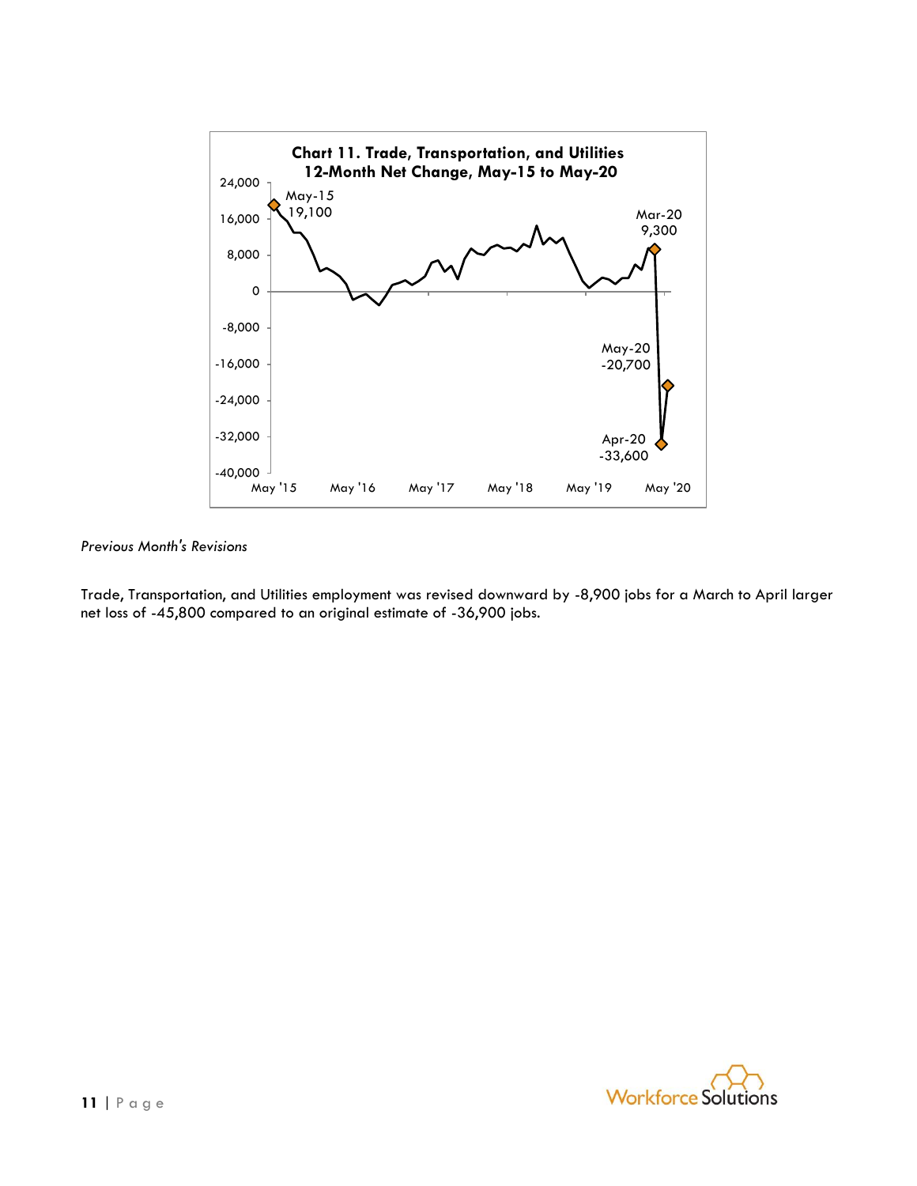**Chart 11. Trade, Transportation, and Utilities**
**12-Month Net Change, May-15 to May-20**

*Previous Month's Revisions*

Trade, Transportation, and Utilities employment was revised downward by -8,900 jobs for a March to April larger net loss of -45,800 compared to an original estimate of -36,900 jobs.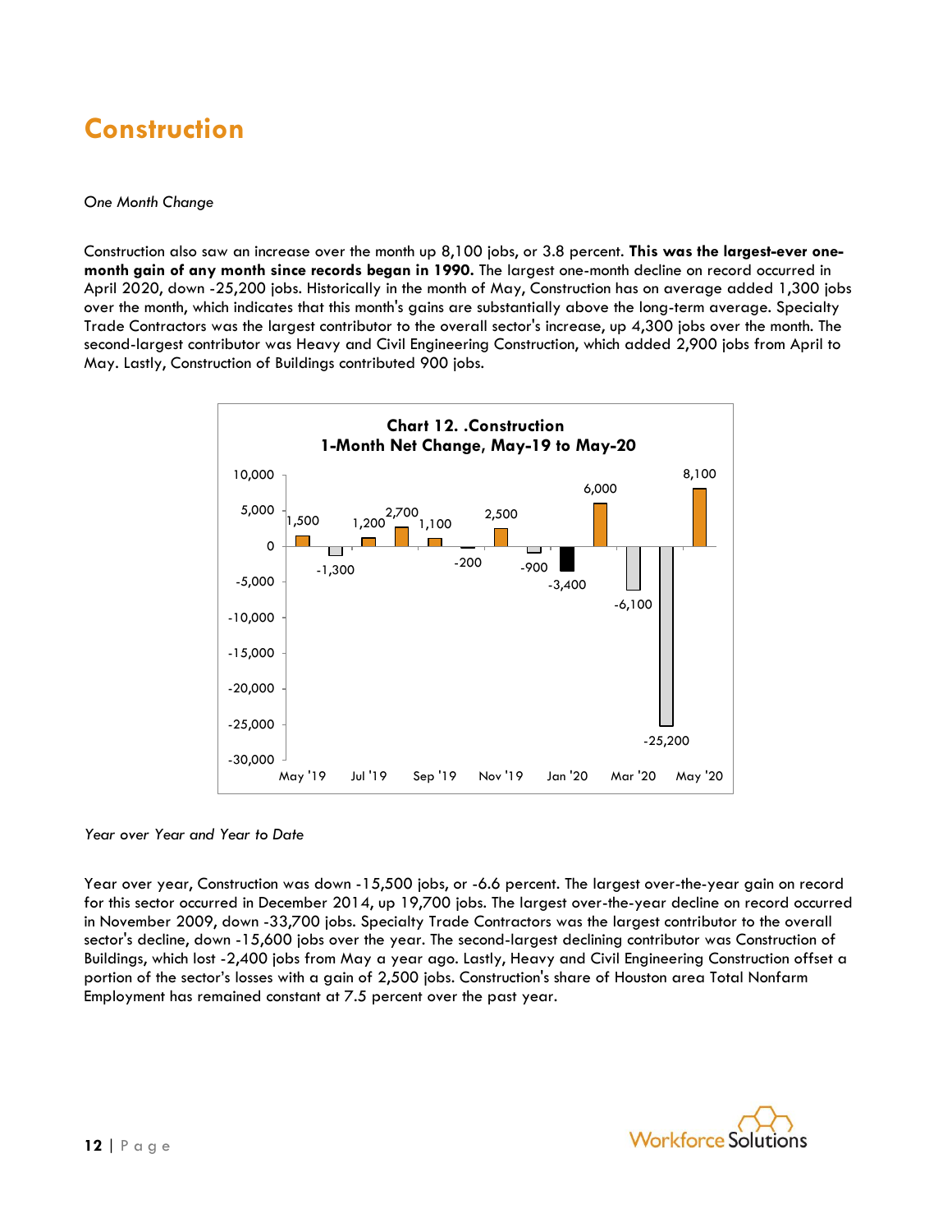# Construction

*One Month Change*

Construction also saw an increase over the month up 8,100 jobs, or 3.8 percent. **This was the largest-ever one-month gain of any month since records began in 1990.** The largest one-month decline on record occurred in April 2020, down -25,200 jobs. Historically in the month of May, Construction has on average added 1,300 jobs over the month, which indicates that this month's gains are substantially above the long-term average. Specialty Trade Contractors was the largest contributor to the overall sector's increase, up 4,300 jobs over the month. The second-largest contributor was Heavy and Civil Engineering Construction, which added 2,900 jobs from April to May. Lastly, Construction of Buildings contributed 900 jobs.

**Chart 12. .Construction**
**1-Month Net Change, May-19 to May-20**

| Month | Net Change |
|---|---|
| May '19 | 1,500 |
| Jun '19 | -1,300 |
| Jul '19 | 1,200 |
| Aug '19 | 2,700 |
| Sep '19 | 1,100 |
| Oct '19 | -200 |
| Nov '19 | 2,500 |
| Dec '19 | -900 |
| Jan '20 | -3,400 |
| Feb '20 | 6,000 |
| Mar '20 | -6,100 |
| Apr '20 | -25,200 |
| May '20 | 8,100 |

*Year over Year and Year to Date*

Year over year, Construction was down -15,500 jobs, or -6.6 percent. The largest over-the-year gain on record for this sector occurred in December 2014, up 19,700 jobs. The largest over-the-year decline on record occurred in November 2009, down -33,700 jobs. Specialty Trade Contractors was the largest contributor to the overall sector's decline, down -15,600 jobs over the year. The second-largest declining contributor was Construction of Buildings, which lost -2,400 jobs from May a year ago. Lastly, Heavy and Civil Engineering Construction offset a portion of the sector's losses with a gain of 2,500 jobs. Construction's share of Houston area Total Nonfarm Employment has remained constant at 7.5 percent over the past year.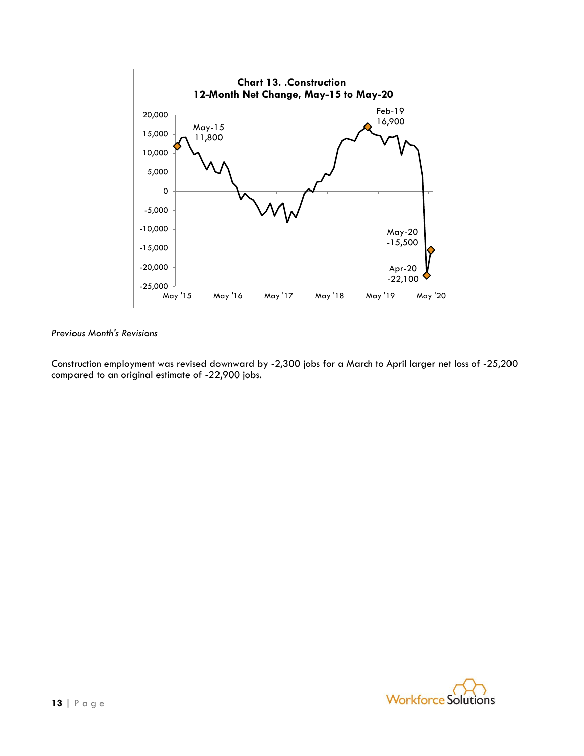**Chart 13. .Construction**
**12-Month Net Change, May-15 to May-20**

*Previous Month's Revisions*

Construction employment was revised downward by -2,300 jobs for a March to April larger net loss of -25,200 compared to an original estimate of -22,900 jobs.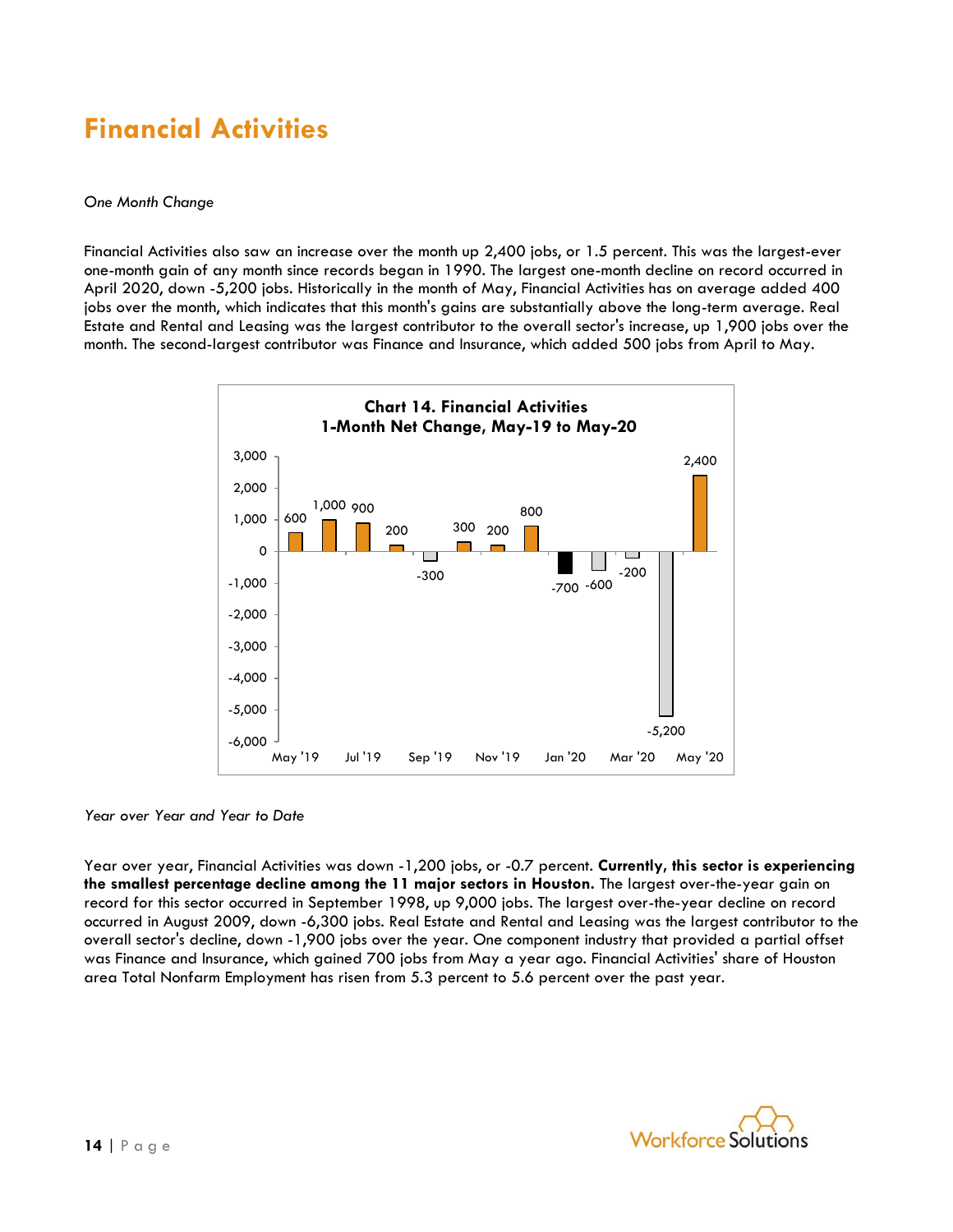# Financial Activities

*One Month Change*

Financial Activities also saw an increase over the month up 2,400 jobs, or 1.5 percent. This was the largest-ever one-month gain of any month since records began in 1990. The largest one-month decline on record occurred in April 2020, down -5,200 jobs. Historically in the month of May, Financial Activities has on average added 400 jobs over the month, which indicates that this month's gains are substantially above the long-term average. Real Estate and Rental and Leasing was the largest contributor to the overall sector's increase, up 1,900 jobs over the month. The second-largest contributor was Finance and Insurance, which added 500 jobs from April to May.

**Chart 14. Financial Activities**
**1-Month Net Change, May-19 to May-20**

| Month | Net Change |
|---|---|
| May '19 | 600 |
| Jun '19 | 1,000 |
| Jul '19 | 900 |
| Aug '19 | 200 |
| Sep '19 | -300 |
| Oct '19 | 300 |
| Nov '19 | 200 |
| Dec '19 | 800 |
| Jan '20 | -700 |
| Feb '20 | -600 |
| Mar '20 | -200 |
| Apr '20 | -5,200 |
| May '20 | 2,400 |

*Year over Year and Year to Date*

Year over year, Financial Activities was down -1,200 jobs, or -0.7 percent. **Currently, this sector is experiencing the smallest percentage decline among the 11 major sectors in Houston.** The largest over-the-year gain on record for this sector occurred in September 1998, up 9,000 jobs. The largest over-the-year decline on record occurred in August 2009, down -6,300 jobs. Real Estate and Rental and Leasing was the largest contributor to the overall sector's decline, down -1,900 jobs over the year. One component industry that provided a partial offset was Finance and Insurance, which gained 700 jobs from May a year ago. Financial Activities' share of Houston area Total Nonfarm Employment has risen from 5.3 percent to 5.6 percent over the past year.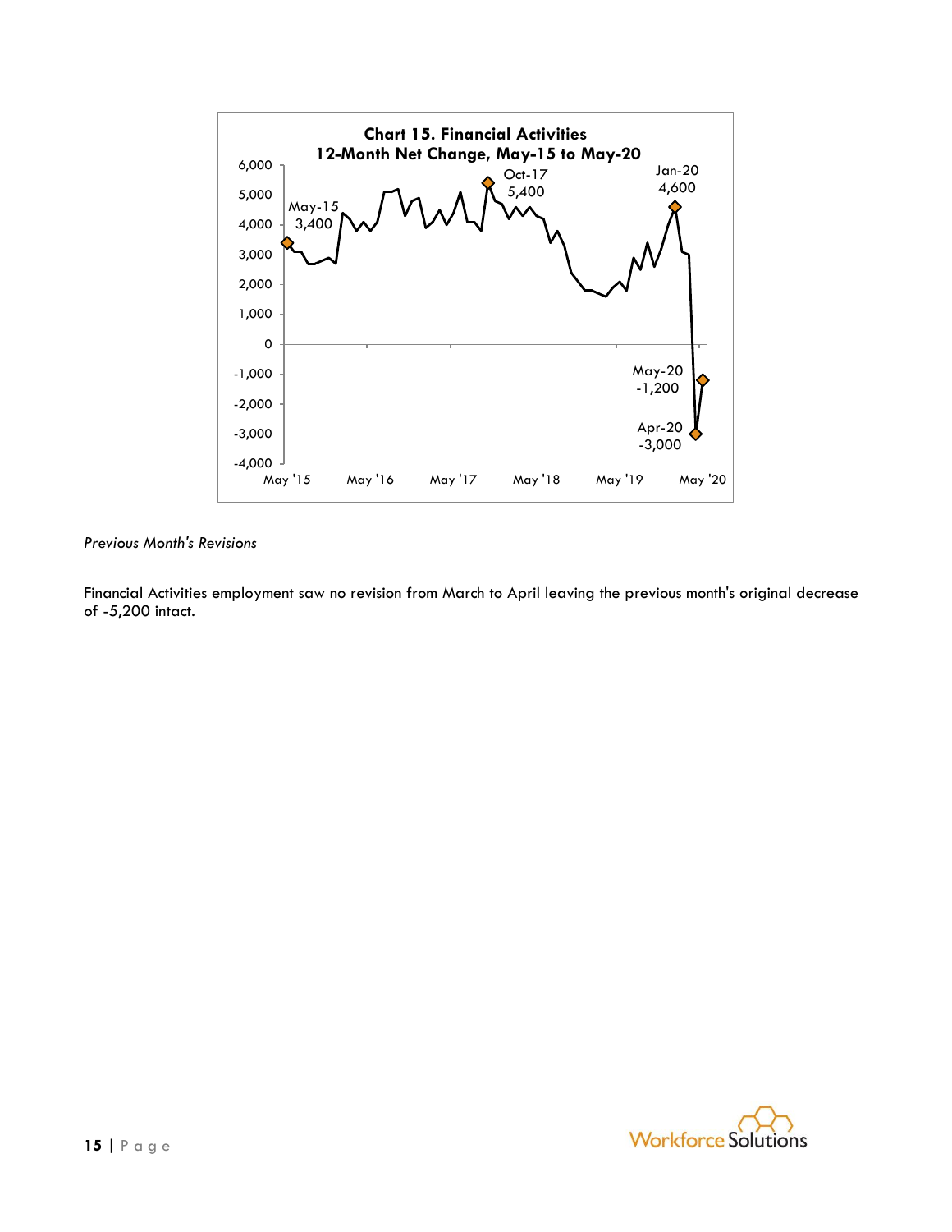Chart 15. Financial Activities
12-Month Net Change, May-15 to May-20

*Previous Month's Revisions*

Financial Activities employment saw no revision from March to April leaving the previous month's original decrease of -5,200 intact.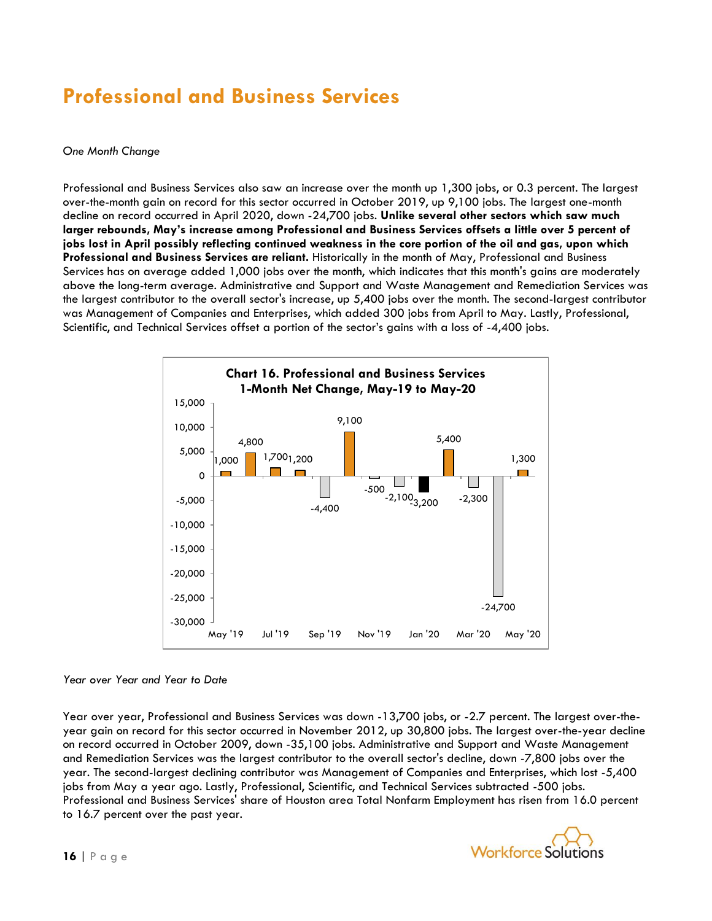# Professional and Business Services

*One Month Change*

Professional and Business Services also saw an increase over the month up 1,300 jobs, or 0.3 percent. The largest over-the-month gain on record for this sector occurred in October 2019, up 9,100 jobs. The largest one-month decline on record occurred in April 2020, down -24,700 jobs. **Unlike several other sectors which saw much larger rebounds, May's increase among Professional and Business Services offsets a little over 5 percent of jobs lost in April possibly reflecting continued weakness in the core portion of the oil and gas, upon which Professional and Business Services are reliant.** Historically in the month of May, Professional and Business Services has on average added 1,000 jobs over the month, which indicates that this month's gains are moderately above the long-term average. Administrative and Support and Waste Management and Remediation Services was the largest contributor to the overall sector's increase, up 5,400 jobs over the month. The second-largest contributor was Management of Companies and Enterprises, which added 300 jobs from April to May. Lastly, Professional, Scientific, and Technical Services offset a portion of the sector's gains with a loss of -4,400 jobs.

**Chart 16. Professional and Business Services 1-Month Net Change, May-19 to May-20**

| Month | Net Change |
|---|---|
| May '19 | 1,000 |
| Jun '19 | 4,800 |
| Jul '19 | 1,700 |
| Aug '19 | 1,200 |
| Sep '19 | -4,400 |
| Oct '19 | 9,100 |
| Nov '19 | -500 |
| Dec '19 | -2,100 |
| Jan '20 | -3,200 |
| Feb '20 | 5,400 |
| Mar '20 | -2,300 |
| Apr '20 | -24,700 |
| May '20 | 1,300 |

*Year over Year and Year to Date*

Year over year, Professional and Business Services was down -13,700 jobs, or -2.7 percent. The largest over-the-year gain on record for this sector occurred in November 2012, up 30,800 jobs. The largest over-the-year decline on record occurred in October 2009, down -35,100 jobs. Administrative and Support and Waste Management and Remediation Services was the largest contributor to the overall sector's decline, down -7,800 jobs over the year. The second-largest declining contributor was Management of Companies and Enterprises, which lost -5,400 jobs from May a year ago. Lastly, Professional, Scientific, and Technical Services subtracted -500 jobs. Professional and Business Services' share of Houston area Total Nonfarm Employment has risen from 16.0 percent to 16.7 percent over the past year.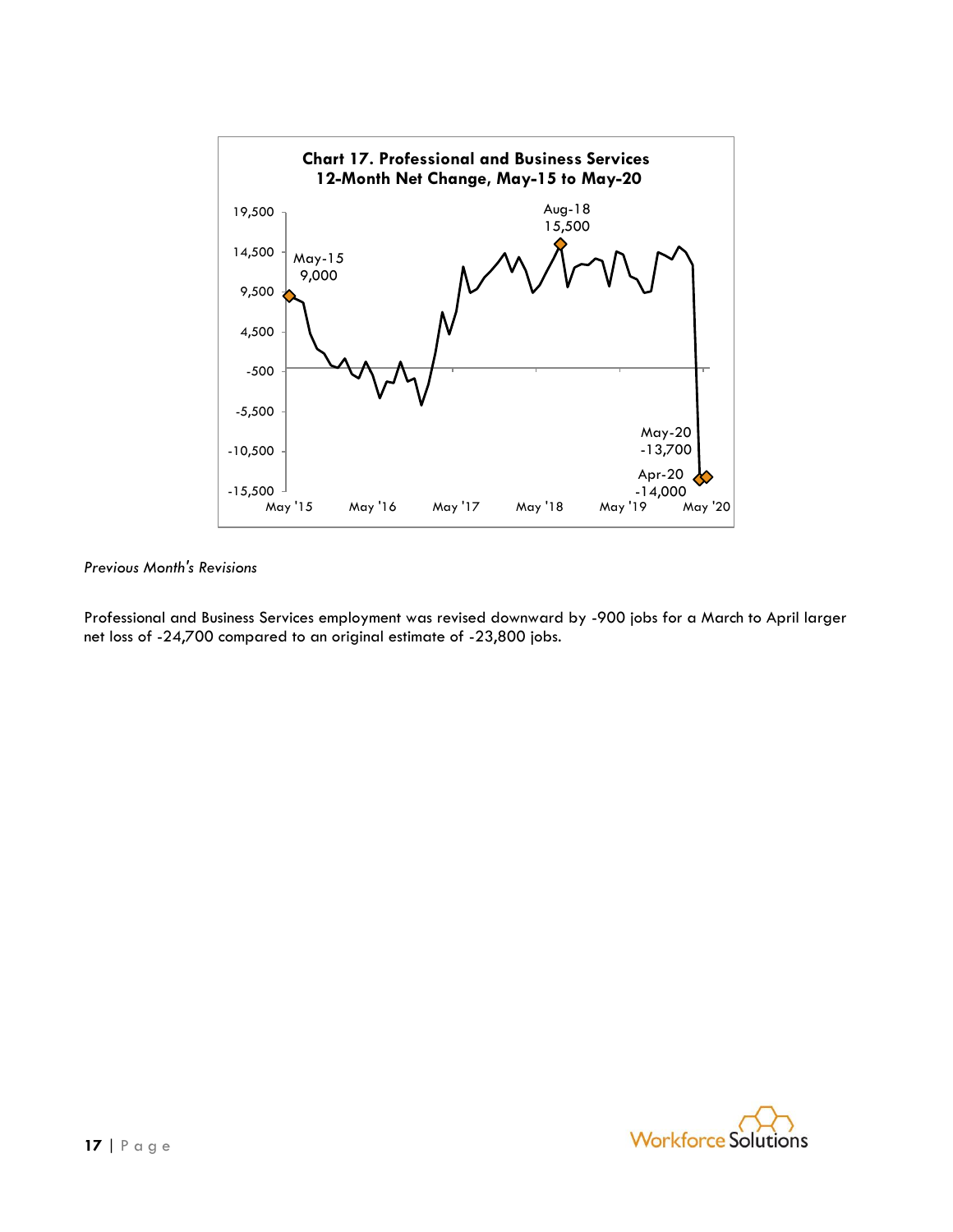**Chart 17. Professional and Business Services 12-Month Net Change, May-15 to May-20**

*Previous Month's Revisions*

Professional and Business Services employment was revised downward by -900 jobs for a March to April larger net loss of -24,700 compared to an original estimate of -23,800 jobs.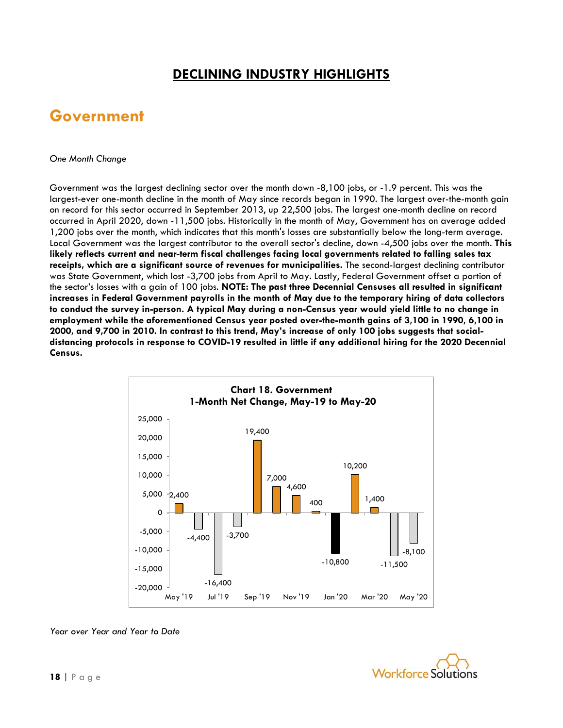## DECLINING INDUSTRY HIGHLIGHTS

# Government

*One Month Change*

Government was the largest declining sector over the month down -8,100 jobs, or -1.9 percent. This was the largest-ever one-month decline in the month of May since records began in 1990. The largest over-the-month gain on record for this sector occurred in September 2013, up 22,500 jobs. The largest one-month decline on record occurred in April 2020, down -11,500 jobs. Historically in the month of May, Government has on average added 1,200 jobs over the month, which indicates that this month's losses are substantially below the long-term average. Local Government was the largest contributor to the overall sector's decline, down -4,500 jobs over the month. **This likely reflects current and near-term fiscal challenges facing local governments related to falling sales tax receipts, which are a significant source of revenues for municipalities.** The second-largest declining contributor was State Government, which lost -3,700 jobs from April to May. Lastly, Federal Government offset a portion of the sector's losses with a gain of 100 jobs. **NOTE: The past three Decennial Censuses all resulted in significant increases in Federal Government payrolls in the month of May due to the temporary hiring of data collectors to conduct the survey in-person. A typical May during a non-Census year would yield little to no change in employment while the aforementioned Census year posted over-the-month gains of 3,100 in 1990, 6,100 in 2000, and 9,700 in 2010. In contrast to this trend, May's increase of only 100 jobs suggests that social-distancing protocols in response to COVID-19 resulted in little if any additional hiring for the 2020 Decennial Census.**

**Chart 18. Government**
**1-Month Net Change, May-19 to May-20**

| Month | Net Change |
|---|---|
| May '19 | 2,400 |
| Jun '19 | -4,400 |
| Jul '19 | -16,400 |
| Aug '19 | -3,700 |
| Sep '19 | 19,400 |
| Oct '19 | 7,000 |
| Nov '19 | 4,600 |
| Dec '19 | 400 |
| Jan '20 | -10,800 |
| Feb '20 | 10,200 |
| Mar '20 | 1,400 |
| Apr '20 | -11,500 |
| May '20 | -8,100 |

*Year over Year and Year to Date*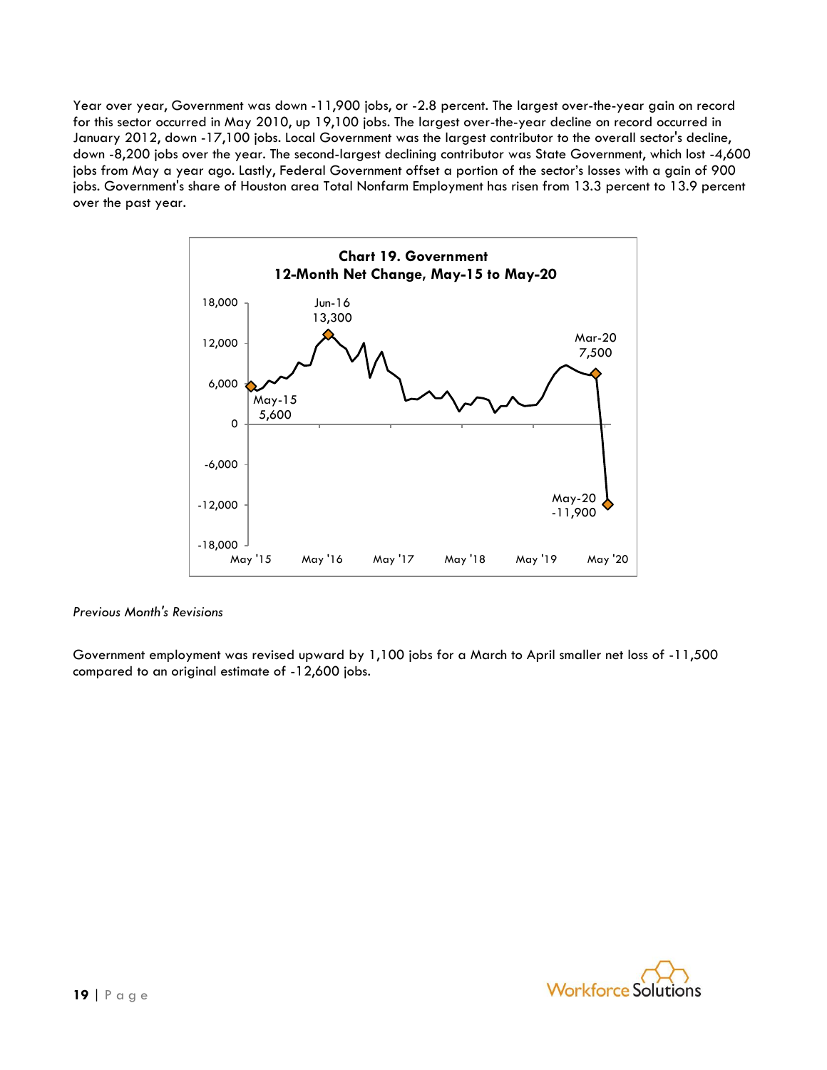Year over year, Government was down -11,900 jobs, or -2.8 percent. The largest over-the-year gain on record for this sector occurred in May 2010, up 19,100 jobs. The largest over-the-year decline on record occurred in January 2012, down -17,100 jobs. Local Government was the largest contributor to the overall sector's decline, down -8,200 jobs over the year. The second-largest declining contributor was State Government, which lost -4,600 jobs from May a year ago. Lastly, Federal Government offset a portion of the sector's losses with a gain of 900 jobs. Government's share of Houston area Total Nonfarm Employment has risen from 13.3 percent to 13.9 percent over the past year.

**Chart 19. Government**
**12-Month Net Change, May-15 to May-20**

*Previous Month's Revisions*

Government employment was revised upward by 1,100 jobs for a March to April smaller net loss of -11,500 compared to an original estimate of -12,600 jobs.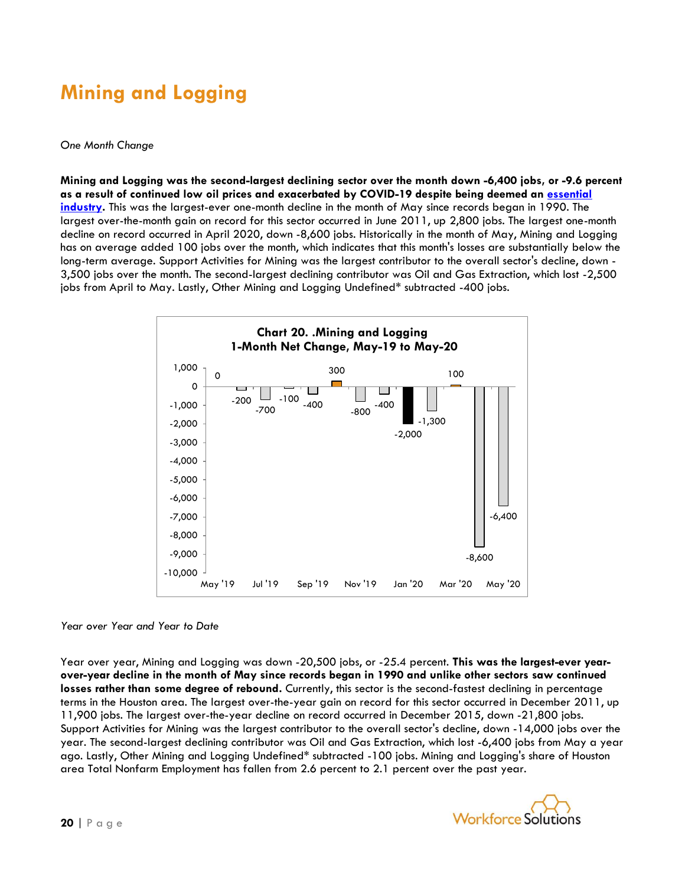# Mining and Logging

*One Month Change*

**Mining and Logging was the second-largest declining sector over the month down -6,400 jobs, or -9.6 percent as a result of continued low oil prices and exacerbated by COVID-19 despite being deemed an essential industry.** This was the largest-ever one-month decline in the month of May since records began in 1990. The largest over-the-month gain on record for this sector occurred in June 2011, up 2,800 jobs. The largest one-month decline on record occurred in April 2020, down -8,600 jobs. Historically in the month of May, Mining and Logging has on average added 100 jobs over the month, which indicates that this month's losses are substantially below the long-term average. Support Activities for Mining was the largest contributor to the overall sector's decline, down -3,500 jobs over the month. The second-largest declining contributor was Oil and Gas Extraction, which lost -2,500 jobs from April to May. Lastly, Other Mining and Logging Undefined* subtracted -400 jobs.

**Chart 20. .Mining and Logging 1-Month Net Change, May-19 to May-20**

| Month | Net Change |
|---|---|
| May '19 | 0 |
| Jun '19 | -200 |
| Jul '19 | -700 |
| Aug '19 | -100 |
| Sep '19 | -400 |
| Oct '19 | 300 |
| Nov '19 | -800 |
| Dec '19 | -400 |
| Jan '20 | -2,000 |
| Feb '20 | -1,300 |
| Mar '20 | 100 |
| Apr '20 | -8,600 |
| May '20 | -6,400 |

*Year over Year and Year to Date*

Year over year, Mining and Logging was down -20,500 jobs, or -25.4 percent. **This was the largest-ever year-over-year decline in the month of May since records began in 1990 and unlike other sectors saw continued losses rather than some degree of rebound.** Currently, this sector is the second-fastest declining in percentage terms in the Houston area. The largest over-the-year gain on record for this sector occurred in December 2011, up 11,900 jobs. The largest over-the-year decline on record occurred in December 2015, down -21,800 jobs. Support Activities for Mining was the largest contributor to the overall sector's decline, down -14,000 jobs over the year. The second-largest declining contributor was Oil and Gas Extraction, which lost -6,400 jobs from May a year ago. Lastly, Other Mining and Logging Undefined* subtracted -100 jobs. Mining and Logging's share of Houston area Total Nonfarm Employment has fallen from 2.6 percent to 2.1 percent over the past year.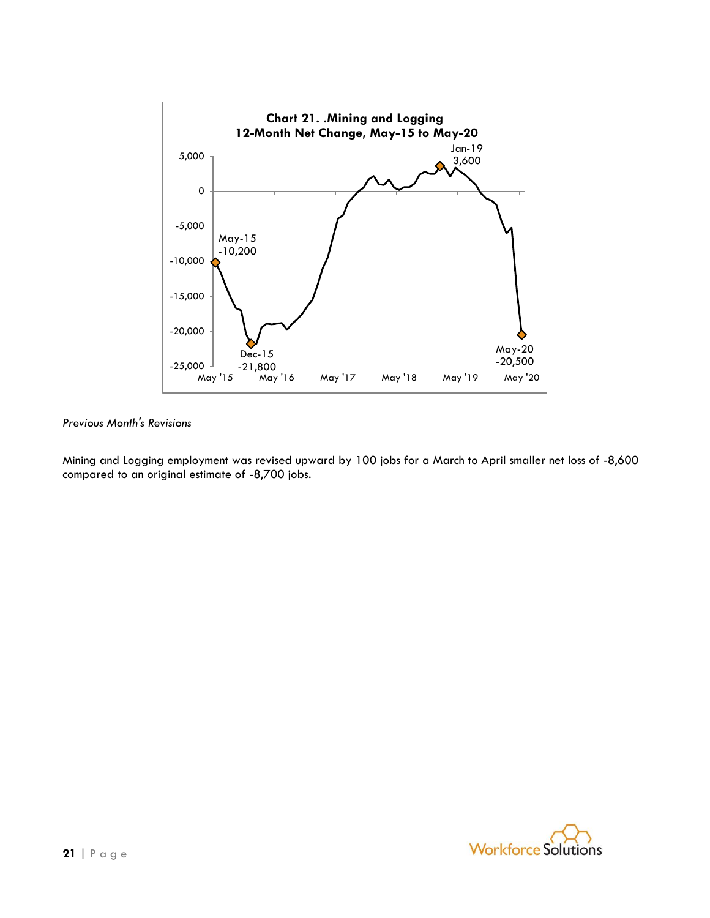**Chart 21. .Mining and Logging**
**12-Month Net Change, May-15 to May-20**

*Previous Month's Revisions*

Mining and Logging employment was revised upward by 100 jobs for a March to April smaller net loss of -8,600 compared to an original estimate of -8,700 jobs.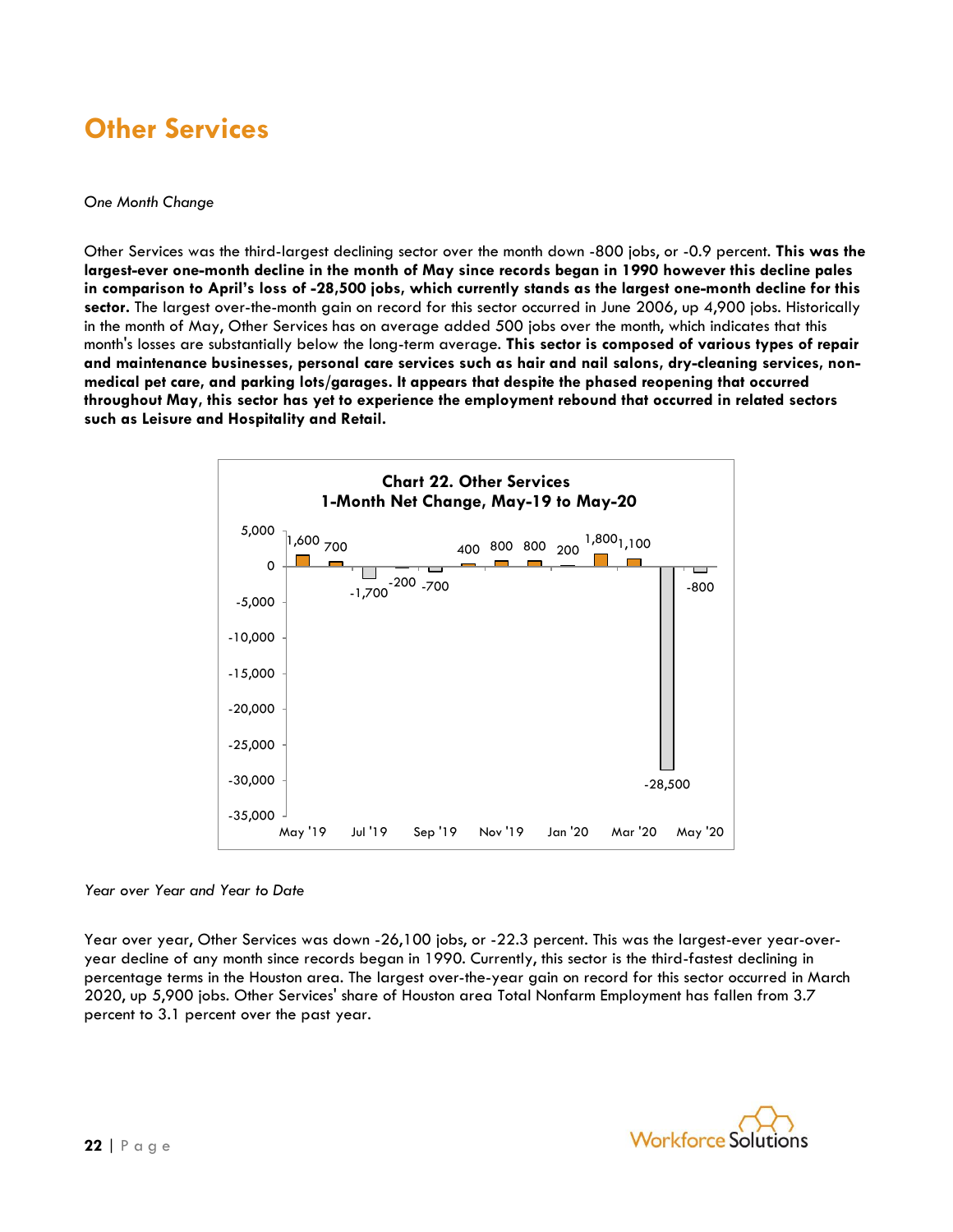# Other Services

*One Month Change*

Other Services was the third-largest declining sector over the month down -800 jobs, or -0.9 percent. **This was the largest-ever one-month decline in the month of May since records began in 1990 however this decline pales in comparison to April's loss of -28,500 jobs, which currently stands as the largest one-month decline for this sector.** The largest over-the-month gain on record for this sector occurred in June 2006, up 4,900 jobs. Historically in the month of May, Other Services has on average added 500 jobs over the month, which indicates that this month's losses are substantially below the long-term average. **This sector is composed of various types of repair and maintenance businesses, personal care services such as hair and nail salons, dry-cleaning services, non-medical pet care, and parking lots/garages. It appears that despite the phased reopening that occurred throughout May, this sector has yet to experience the employment rebound that occurred in related sectors such as Leisure and Hospitality and Retail.**

**Chart 22. Other Services**
**1-Month Net Change, May-19 to May-20**

| Month | Net Change |
|---|---|
| May '19 | 1,600 |
| Jun '19 | 700 |
| Jul '19 | -1,700 |
| Aug '19 | -200 |
| Sep '19 | -700 |
| Oct '19 | 400 |
| Nov '19 | 800 |
| Dec '19 | 800 |
| Jan '20 | 200 |
| Feb '20 | 1,800 |
| Mar '20 | 1,100 |
| Apr '20 | -28,500 |
| May '20 | -800 |

*Year over Year and Year to Date*

Year over year, Other Services was down -26,100 jobs, or -22.3 percent. This was the largest-ever year-over-year decline of any month since records began in 1990. Currently, this sector is the third-fastest declining in percentage terms in the Houston area. The largest over-the-year gain on record for this sector occurred in March 2020, up 5,900 jobs. Other Services' share of Houston area Total Nonfarm Employment has fallen from 3.7 percent to 3.1 percent over the past year.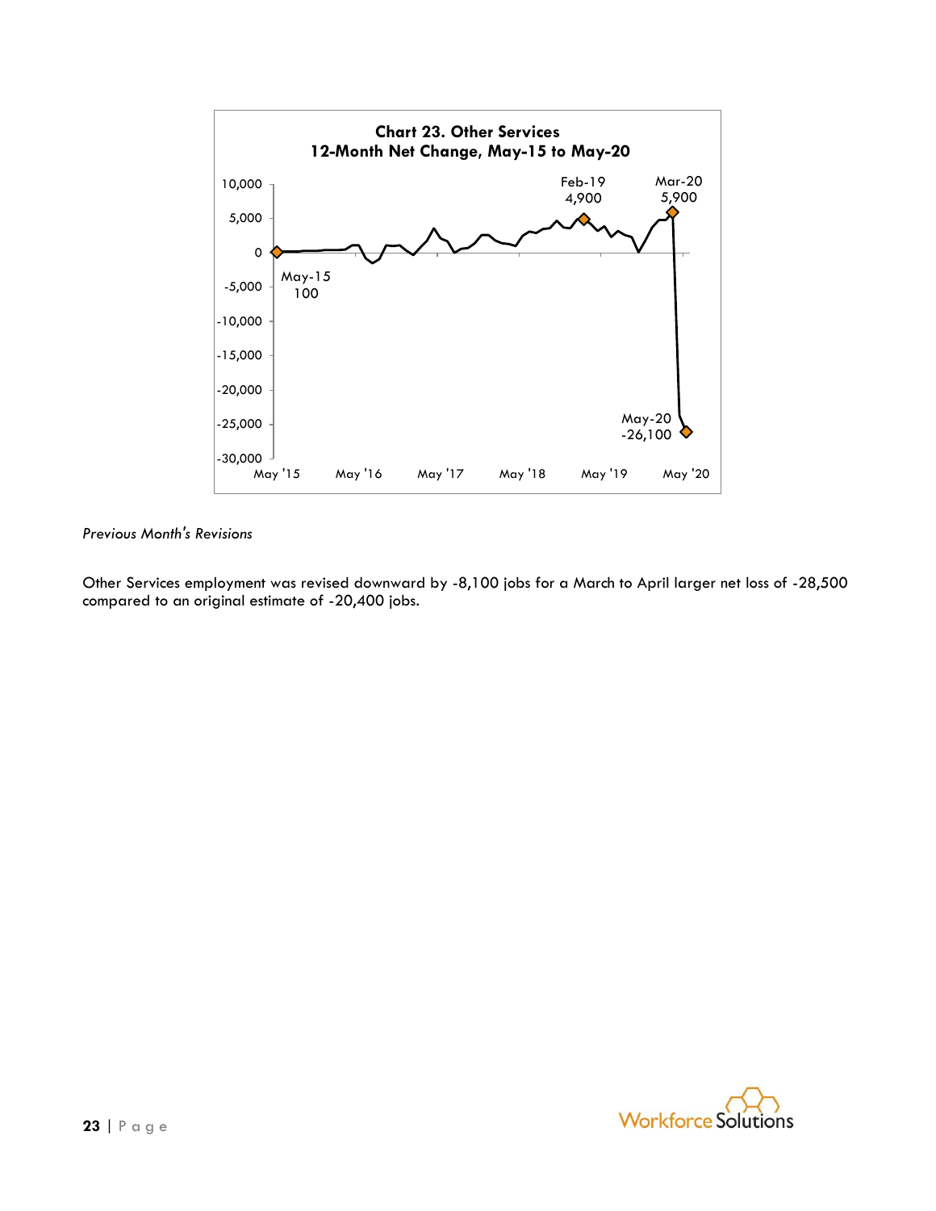**Chart 23. Other Services**
**12-Month Net Change, May-15 to May-20**

*Previous Month's Revisions*

Other Services employment was revised downward by -8,100 jobs for a March to April larger net loss of -28,500 compared to an original estimate of -20,400 jobs.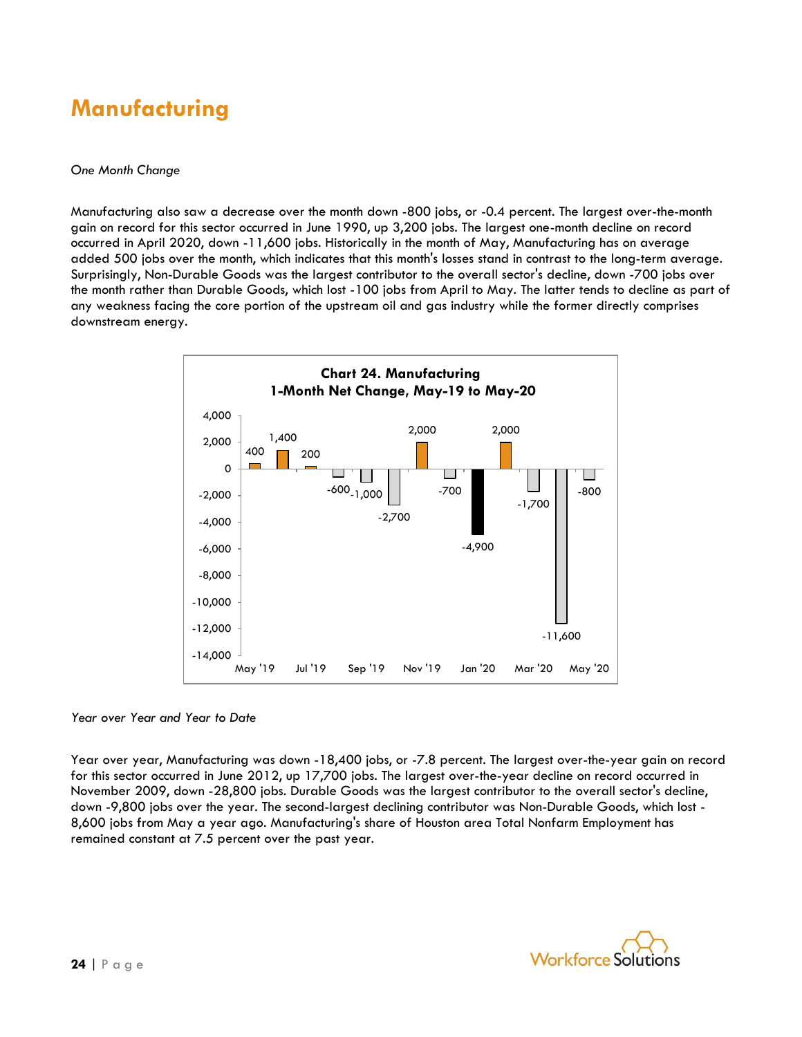# Manufacturing

*One Month Change*

Manufacturing also saw a decrease over the month down -800 jobs, or -0.4 percent. The largest over-the-month gain on record for this sector occurred in June 1990, up 3,200 jobs. The largest one-month decline on record occurred in April 2020, down -11,600 jobs. Historically in the month of May, Manufacturing has on average added 500 jobs over the month, which indicates that this month's losses stand in contrast to the long-term average. Surprisingly, Non-Durable Goods was the largest contributor to the overall sector's decline, down -700 jobs over the month rather than Durable Goods, which lost -100 jobs from April to May. The latter tends to decline as part of any weakness facing the core portion of the upstream oil and gas industry while the former directly comprises downstream energy.

**Chart 24. Manufacturing**
**1-Month Net Change, May-19 to May-20**

| Month | Net Change |
|---|---|
| May '19 | 400 |
| Jun '19 | 1,400 |
| Jul '19 | 200 |
| Aug '19 | -600 |
| Sep '19 | -1,000 |
| Oct '19 | -2,700 |
| Nov '19 | 2,000 |
| Dec '19 | -700 |
| Jan '20 | -4,900 |
| Feb '20 | 2,000 |
| Mar '20 | -1,700 |
| Apr '20 | -11,600 |
| May '20 | -800 |

*Year over Year and Year to Date*

Year over year, Manufacturing was down -18,400 jobs, or -7.8 percent. The largest over-the-year gain on record for this sector occurred in June 2012, up 17,700 jobs. The largest over-the-year decline on record occurred in November 2009, down -28,800 jobs. Durable Goods was the largest contributor to the overall sector's decline, down -9,800 jobs over the year. The second-largest declining contributor was Non-Durable Goods, which lost -8,600 jobs from May a year ago. Manufacturing's share of Houston area Total Nonfarm Employment has remained constant at 7.5 percent over the past year.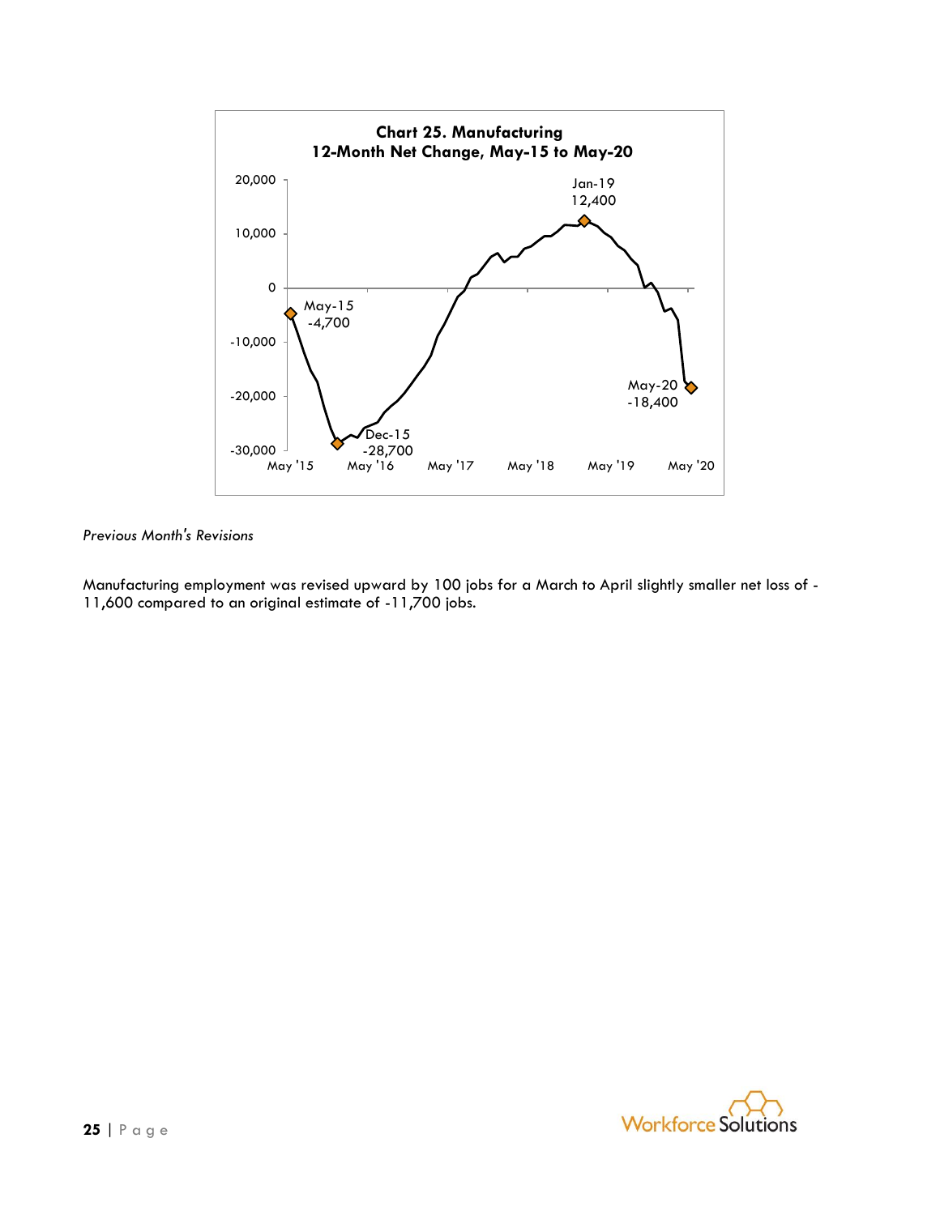**Chart 25. Manufacturing**
**12-Month Net Change, May-15 to May-20**

*Previous Month's Revisions*

Manufacturing employment was revised upward by 100 jobs for a March to April slightly smaller net loss of -11,600 compared to an original estimate of -11,700 jobs.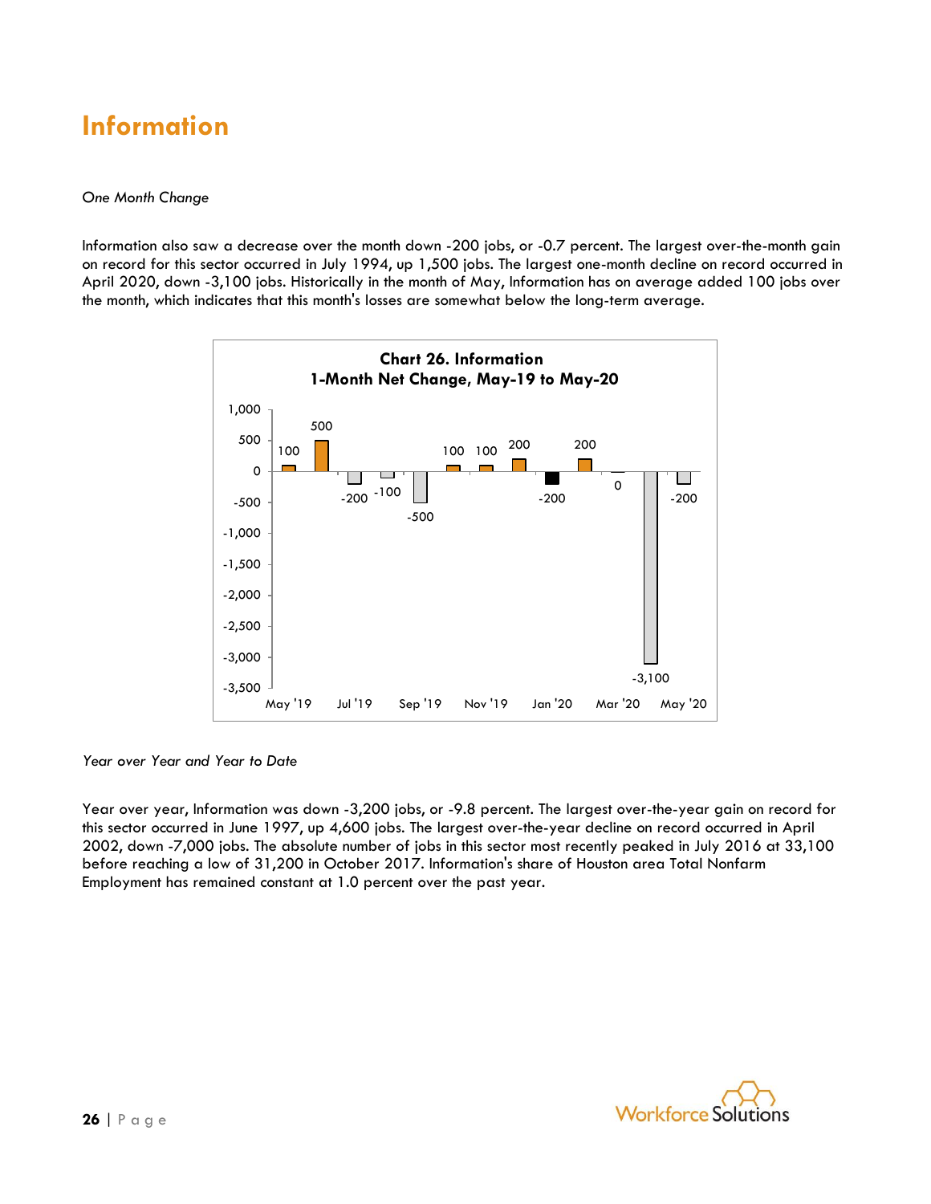# Information

*One Month Change*

Information also saw a decrease over the month down -200 jobs, or -0.7 percent. The largest over-the-month gain on record for this sector occurred in July 1994, up 1,500 jobs. The largest one-month decline on record occurred in April 2020, down -3,100 jobs. Historically in the month of May, Information has on average added 100 jobs over the month, which indicates that this month's losses are somewhat below the long-term average.

**Chart 26. Information**
**1-Month Net Change, May-19 to May-20**

| Month | Net Change |
|---|---|
| May '19 | 100 |
| Jun '19 | 500 |
| Jul '19 | -200 |
| Aug '19 | -100 |
| Sep '19 | -500 |
| Oct '19 | 100 |
| Nov '19 | 100 |
| Dec '19 | 200 |
| Jan '20 | -200 |
| Feb '20 | 200 |
| Mar '20 | 0 |
| Apr '20 | -3,100 |
| May '20 | -200 |

*Year over Year and Year to Date*

Year over year, Information was down -3,200 jobs, or -9.8 percent. The largest over-the-year gain on record for this sector occurred in June 1997, up 4,600 jobs. The largest over-the-year decline on record occurred in April 2002, down -7,000 jobs. The absolute number of jobs in this sector most recently peaked in July 2016 at 33,100 before reaching a low of 31,200 in October 2017. Information's share of Houston area Total Nonfarm Employment has remained constant at 1.0 percent over the past year.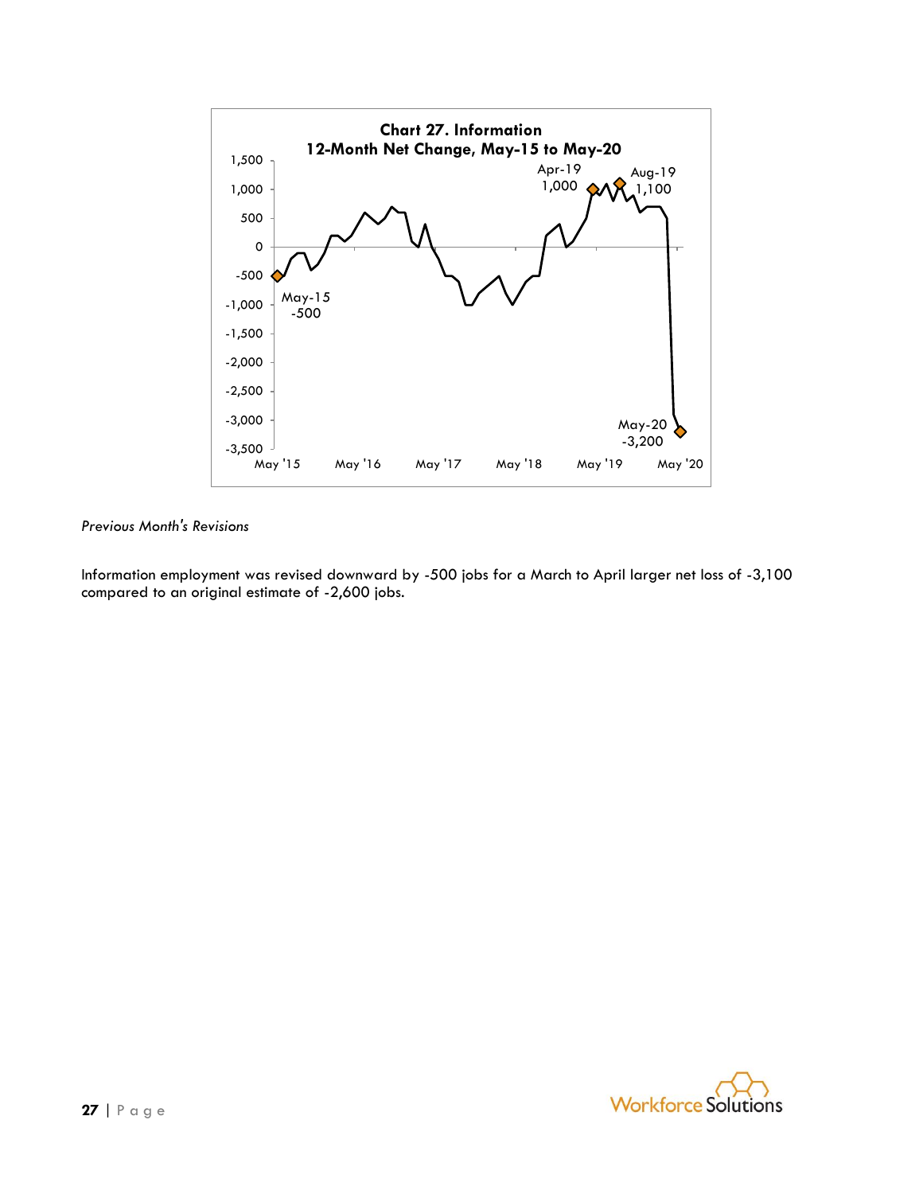**Chart 27. Information**
**12-Month Net Change, May-15 to May-20**

*Previous Month's Revisions*

Information employment was revised downward by -500 jobs for a March to April larger net loss of -3,100 compared to an original estimate of -2,600 jobs.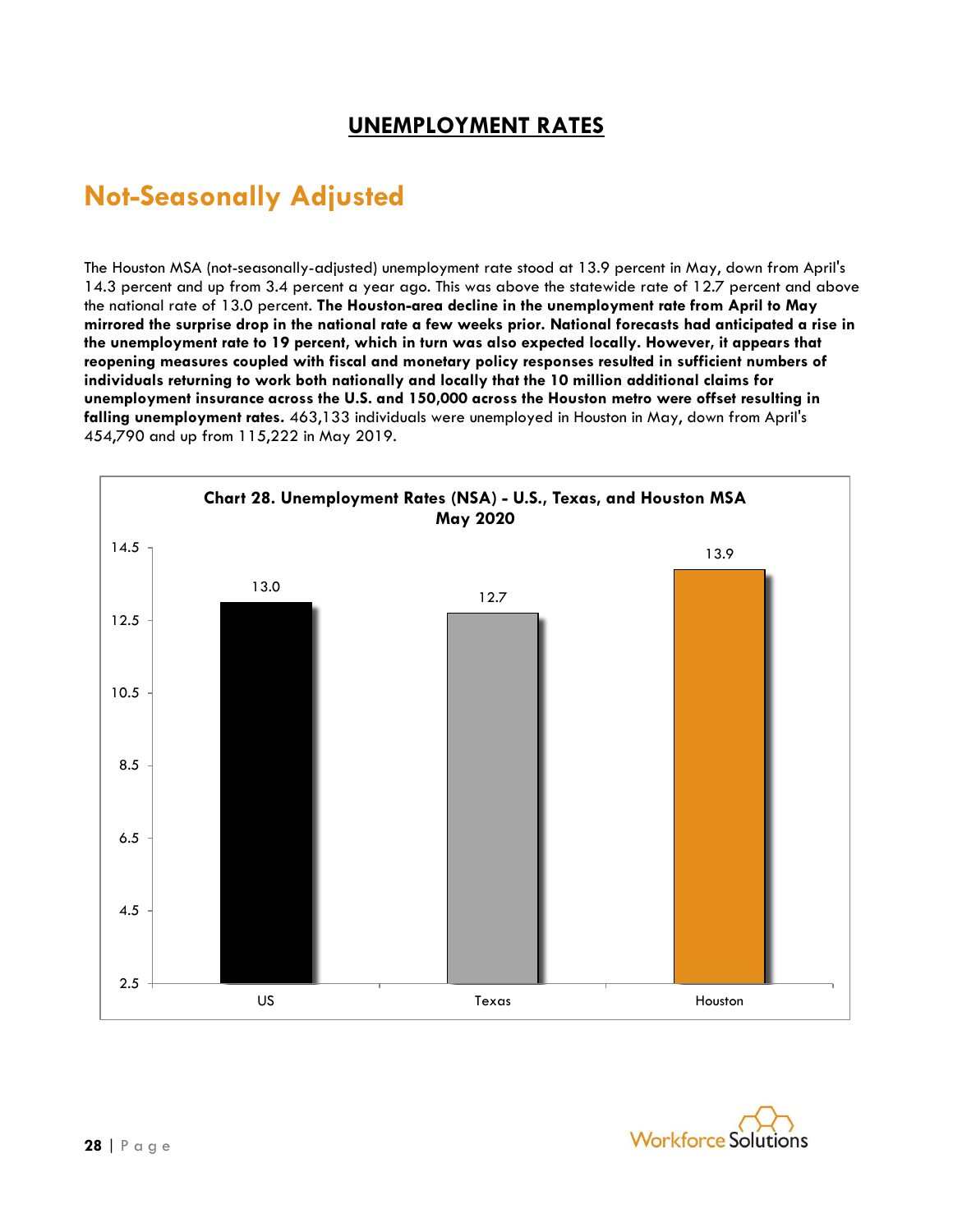# UNEMPLOYMENT RATES

## Not-Seasonally Adjusted

The Houston MSA (not-seasonally-adjusted) unemployment rate stood at 13.9 percent in May, down from April's 14.3 percent and up from 3.4 percent a year ago. This was above the statewide rate of 12.7 percent and above the national rate of 13.0 percent. **The Houston-area decline in the unemployment rate from April to May mirrored the surprise drop in the national rate a few weeks prior. National forecasts had anticipated a rise in the unemployment rate to 19 percent, which in turn was also expected locally. However, it appears that reopening measures coupled with fiscal and monetary policy responses resulted in sufficient numbers of individuals returning to work both nationally and locally that the 10 million additional claims for unemployment insurance across the U.S. and 150,000 across the Houston metro were offset resulting in falling unemployment rates.** 463,133 individuals were unemployed in Houston in May, down from April's 454,790 and up from 115,222 in May 2019.

**Chart 28. Unemployment Rates (NSA) - U.S., Texas, and Houston MSA May 2020**

| | US | Texas | Houston |
|---|---|---|---|
| Unemployment Rate | 13.0 | 12.7 | 13.9 |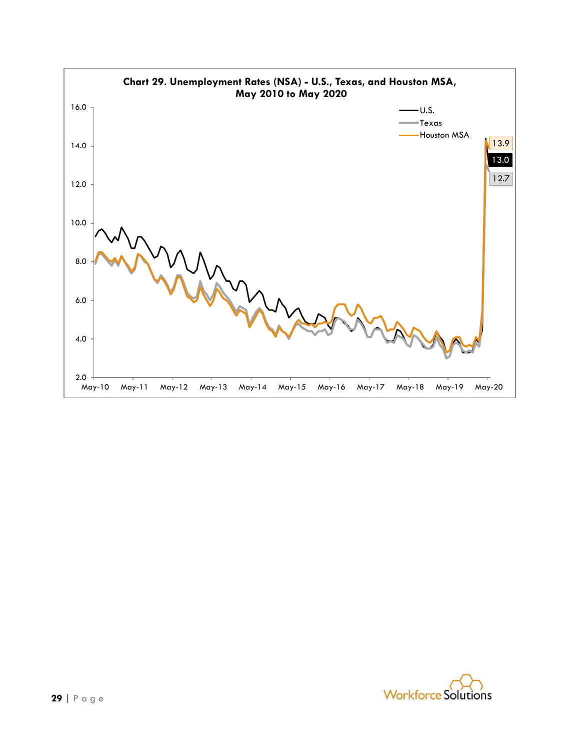**Chart 29. Unemployment Rates (NSA) - U.S., Texas, and Houston MSA, May 2010 to May 2020**

U.S.

Texas

Houston MSA

13.9

13.0

12.7

16.0

14.0

12.0

10.0

8.0

6.0

4.0

2.0

May-10 May-11 May-12 May-13 May-14 May-15 May-16 May-17 May-18 May-19 May-20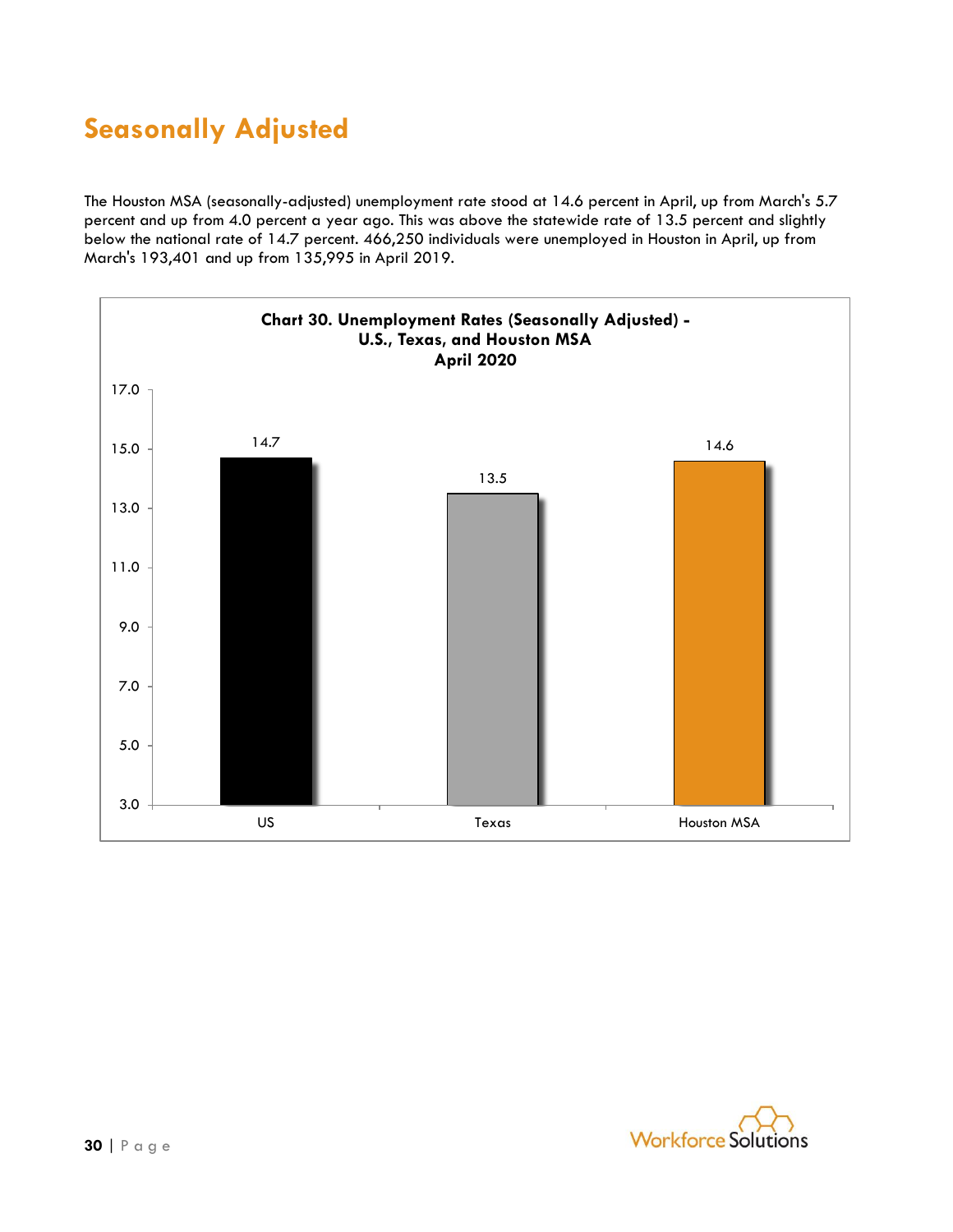## Seasonally Adjusted

The Houston MSA (seasonally-adjusted) unemployment rate stood at 14.6 percent in April, up from March's 5.7 percent and up from 4.0 percent a year ago. This was above the statewide rate of 13.5 percent and slightly below the national rate of 14.7 percent. 466,250 individuals were unemployed in Houston in April, up from March's 193,401 and up from 135,995 in April 2019.

**Chart 30. Unemployment Rates (Seasonally Adjusted) - U.S., Texas, and Houston MSA April 2020**

| | US | Texas | Houston MSA |
|---|---|---|---|
| Unemployment Rate | 14.7 | 13.5 | 14.6 |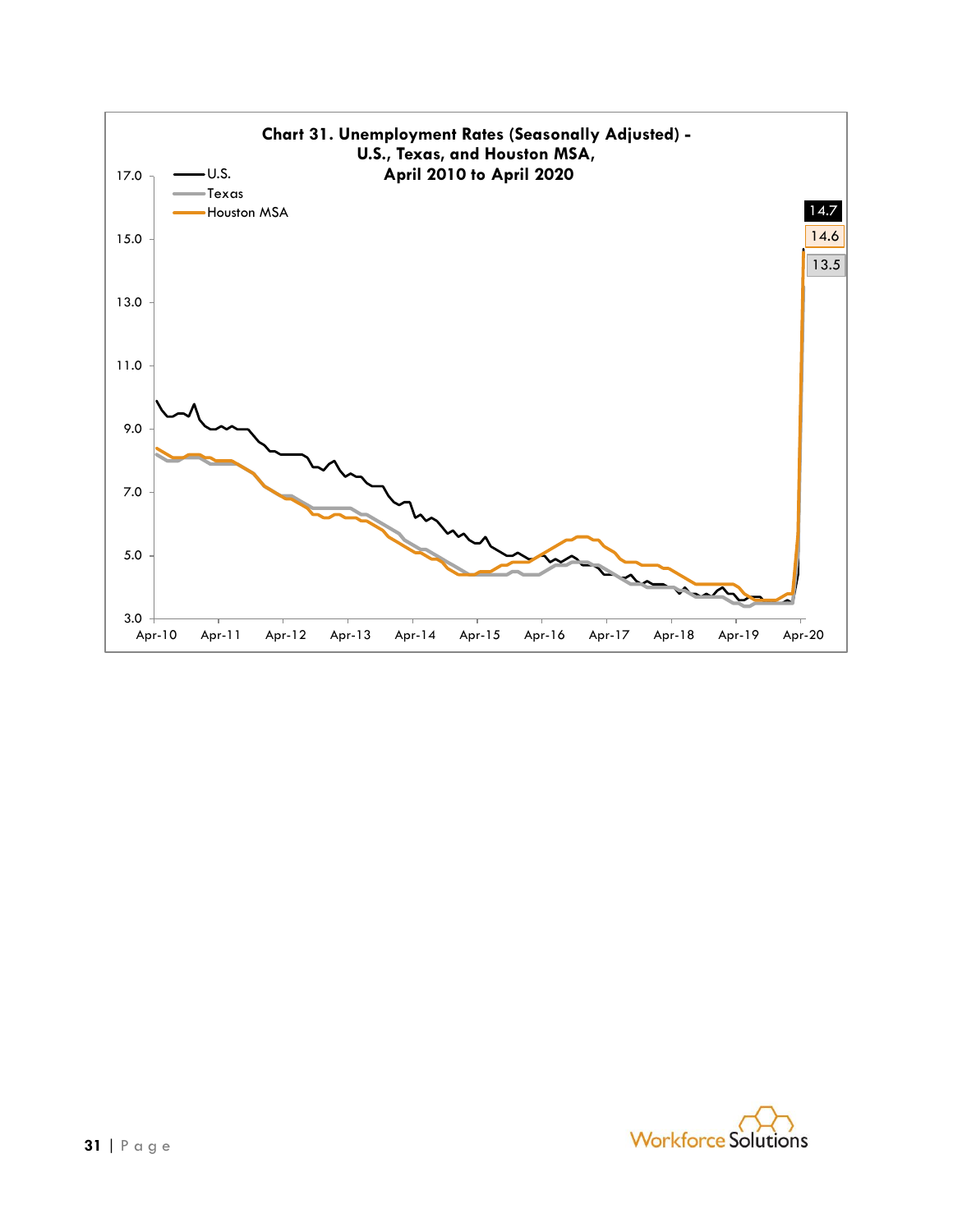**Chart 31. Unemployment Rates (Seasonally Adjusted) - U.S., Texas, and Houston MSA, April 2010 to April 2020**

Legend: U.S., Texas, Houston MSA

Y-axis: 3.0, 5.0, 7.0, 9.0, 11.0, 13.0, 15.0, 17.0

X-axis: Apr-10, Apr-11, Apr-12, Apr-13, Apr-14, Apr-15, Apr-16, Apr-17, Apr-18, Apr-19, Apr-20

April 2020 values: U.S. 14.7; Houston MSA 14.6; Texas 13.5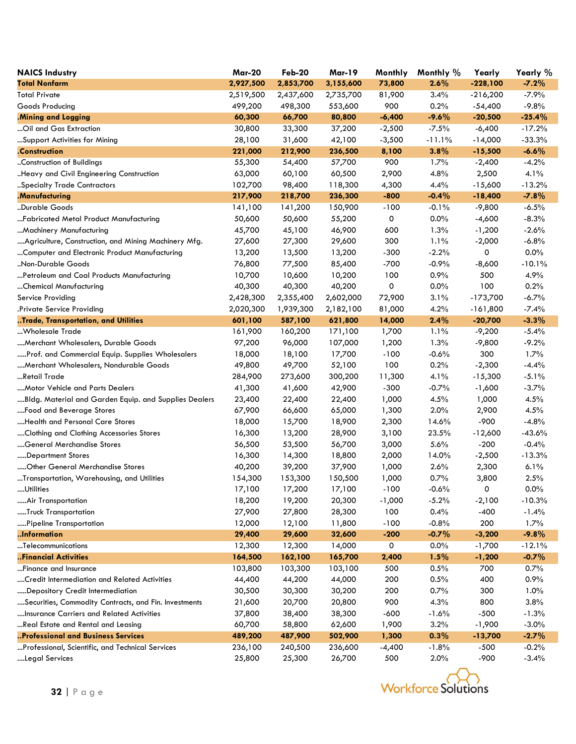| NAICS Industry | Mar-20 | Feb-20 | Mar-19 | Monthly | Monthly % | Yearly | Yearly % |
|---|---|---|---|---|---|---|---|
| **Total Nonfarm** | **2,927,500** | **2,853,700** | **3,155,600** | **73,800** | **2.6%** | **-228,100** | **-7.2%** |
| Total Private | 2,519,500 | 2,437,600 | 2,735,700 | 81,900 | 3.4% | -216,200 | -7.9% |
| Goods Producing | 499,200 | 498,300 | 553,600 | 900 | 0.2% | -54,400 | -9.8% |
| **.Mining and Logging** | **60,300** | **66,700** | **80,800** | **-6,400** | **-9.6%** | **-20,500** | **-25.4%** |
| ...Oil and Gas Extraction | 30,800 | 33,300 | 37,200 | -2,500 | -7.5% | -6,400 | -17.2% |
| ...Support Activities for Mining | 28,100 | 31,600 | 42,100 | -3,500 | -11.1% | -14,000 | -33.3% |
| **.Construction** | **221,000** | **212,900** | **236,500** | **8,100** | **3.8%** | **-15,500** | **-6.6%** |
| ..Construction of Buildings | 55,300 | 54,400 | 57,700 | 900 | 1.7% | -2,400 | -4.2% |
| ..Heavy and Civil Engineering Construction | 63,000 | 60,100 | 60,500 | 2,900 | 4.8% | 2,500 | 4.1% |
| ..Specialty Trade Contractors | 102,700 | 98,400 | 118,300 | 4,300 | 4.4% | -15,600 | -13.2% |
| **.Manufacturing** | **217,900** | **218,700** | **236,300** | **-800** | **-0.4%** | **-18,400** | **-7.8%** |
| ..Durable Goods | 141,100 | 141,200 | 150,900 | -100 | -0.1% | -9,800 | -6.5% |
| ...Fabricated Metal Product Manufacturing | 50,600 | 50,600 | 55,200 | 0 | 0.0% | -4,600 | -8.3% |
| ...Machinery Manufacturing | 45,700 | 45,100 | 46,900 | 600 | 1.3% | -1,200 | -2.6% |
| ....Agriculture, Construction, and Mining Machinery Mfg. | 27,600 | 27,300 | 29,600 | 300 | 1.1% | -2,000 | -6.8% |
| ...Computer and Electronic Product Manufacturing | 13,200 | 13,500 | 13,200 | -300 | -2.2% | 0 | 0.0% |
| ..Non-Durable Goods | 76,800 | 77,500 | 85,400 | -700 | -0.9% | -8,600 | -10.1% |
| ...Petroleum and Coal Products Manufacturing | 10,700 | 10,600 | 10,200 | 100 | 0.9% | 500 | 4.9% |
| ...Chemical Manufacturing | 40,300 | 40,300 | 40,200 | 0 | 0.0% | 100 | 0.2% |
| Service Providing | 2,428,300 | 2,355,400 | 2,602,000 | 72,900 | 3.1% | -173,700 | -6.7% |
| .Private Service Providing | 2,020,300 | 1,939,300 | 2,182,100 | 81,000 | 4.2% | -161,800 | -7.4% |
| **..Trade, Transportation, and Utilities** | **601,100** | **587,100** | **621,800** | **14,000** | **2.4%** | **-20,700** | **-3.3%** |
| ...Wholesale Trade | 161,900 | 160,200 | 171,100 | 1,700 | 1.1% | -9,200 | -5.4% |
| ....Merchant Wholesalers, Durable Goods | 97,200 | 96,000 | 107,000 | 1,200 | 1.3% | -9,800 | -9.2% |
| .....Prof. and Commercial Equip. Supplies Wholesalers | 18,000 | 18,100 | 17,700 | -100 | -0.6% | 300 | 1.7% |
| ....Merchant Wholesalers, Nondurable Goods | 49,800 | 49,700 | 52,100 | 100 | 0.2% | -2,300 | -4.4% |
| ...Retail Trade | 284,900 | 273,600 | 300,200 | 11,300 | 4.1% | -15,300 | -5.1% |
| ....Motor Vehicle and Parts Dealers | 41,300 | 41,600 | 42,900 | -300 | -0.7% | -1,600 | -3.7% |
| ....Bldg. Material and Garden Equip. and Supplies Dealers | 23,400 | 22,400 | 22,400 | 1,000 | 4.5% | 1,000 | 4.5% |
| ....Food and Beverage Stores | 67,900 | 66,600 | 65,000 | 1,300 | 2.0% | 2,900 | 4.5% |
| ....Health and Personal Care Stores | 18,000 | 15,700 | 18,900 | 2,300 | 14.6% | -900 | -4.8% |
| ....Clothing and Clothing Accessories Stores | 16,300 | 13,200 | 28,900 | 3,100 | 23.5% | -12,600 | -43.6% |
| ....General Merchandise Stores | 56,500 | 53,500 | 56,700 | 3,000 | 5.6% | -200 | -0.4% |
| .....Department Stores | 16,300 | 14,300 | 18,800 | 2,000 | 14.0% | -2,500 | -13.3% |
| .....Other General Merchandise Stores | 40,200 | 39,200 | 37,900 | 1,000 | 2.6% | 2,300 | 6.1% |
| ...Transportation, Warehousing, and Utilities | 154,300 | 153,300 | 150,500 | 1,000 | 0.7% | 3,800 | 2.5% |
| ....Utilities | 17,100 | 17,200 | 17,100 | -100 | -0.6% | 0 | 0.0% |
| .....Air Transportation | 18,200 | 19,200 | 20,300 | -1,000 | -5.2% | -2,100 | -10.3% |
| .....Truck Transportation | 27,900 | 27,800 | 28,300 | 100 | 0.4% | -400 | -1.4% |
| .....Pipeline Transportation | 12,000 | 12,100 | 11,800 | -100 | -0.8% | 200 | 1.7% |
| **..Information** | **29,400** | **29,600** | **32,600** | **-200** | **-0.7%** | **-3,200** | **-9.8%** |
| ...Telecommunications | 12,300 | 12,300 | 14,000 | 0 | 0.0% | -1,700 | -12.1% |
| **..Financial Activities** | **164,500** | **162,100** | **165,700** | **2,400** | **1.5%** | **-1,200** | **-0.7%** |
| ...Finance and Insurance | 103,800 | 103,300 | 103,100 | 500 | 0.5% | 700 | 0.7% |
| ....Credit Intermediation and Related Activities | 44,400 | 44,200 | 44,000 | 200 | 0.5% | 400 | 0.9% |
| .....Depository Credit Intermediation | 30,500 | 30,300 | 30,200 | 200 | 0.7% | 300 | 1.0% |
| ....Securities, Commodity Contracts, and Fin. Investments | 21,600 | 20,700 | 20,800 | 900 | 4.3% | 800 | 3.8% |
| ....Insurance Carriers and Related Activities | 37,800 | 38,400 | 38,300 | -600 | -1.6% | -500 | -1.3% |
| ...Real Estate and Rental and Leasing | 60,700 | 58,800 | 62,600 | 1,900 | 3.2% | -1,900 | -3.0% |
| **..Professional and Business Services** | **489,200** | **487,900** | **502,900** | **1,300** | **0.3%** | **-13,700** | **-2.7%** |
| ...Professional, Scientific, and Technical Services | 236,100 | 240,500 | 236,600 | -4,400 | -1.8% | -500 | -0.2% |
| ....Legal Services | 25,800 | 25,300 | 26,700 | 500 | 2.0% | -900 | -3.4% |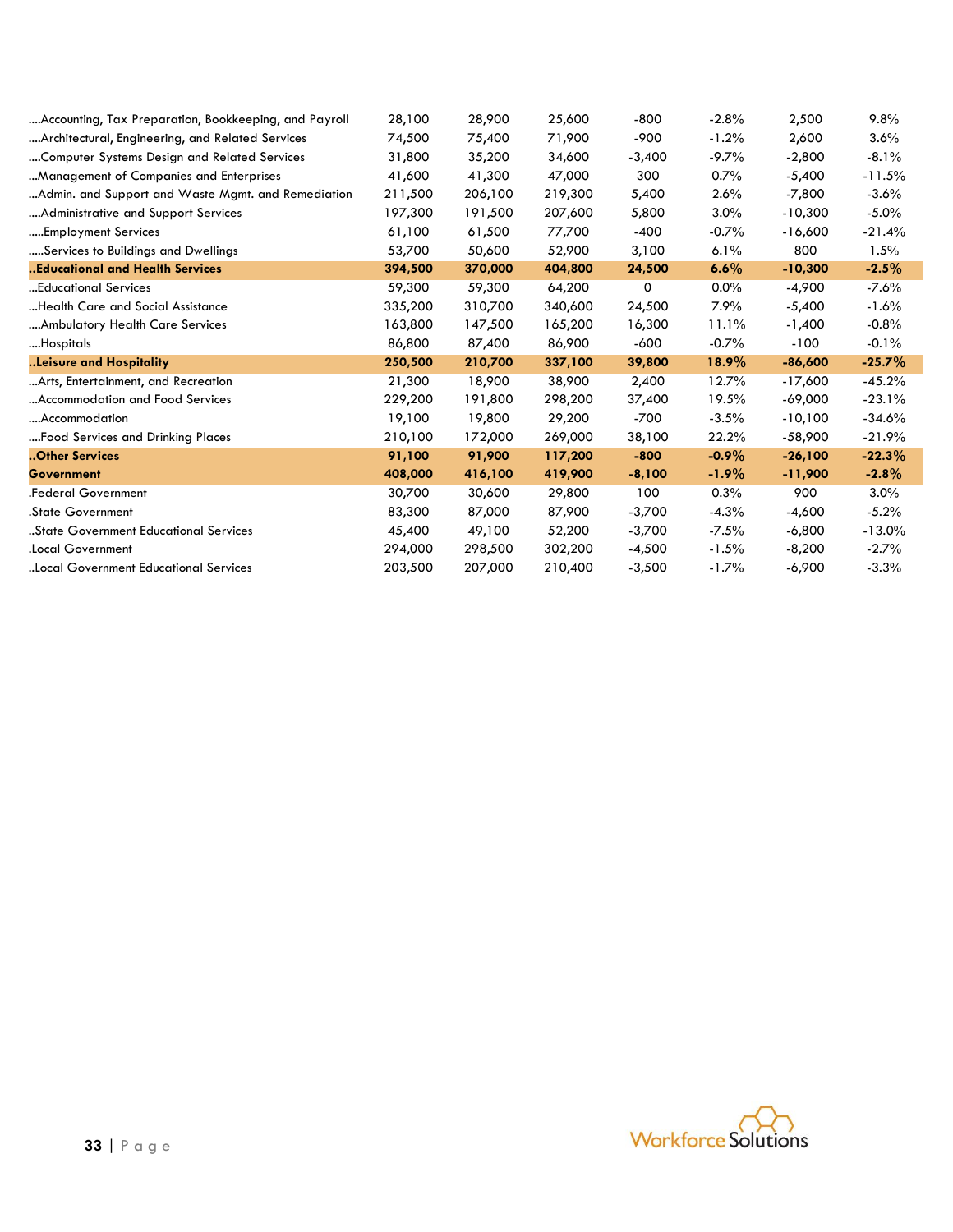| | | | | | | | |
|---|---|---|---|---|---|---|---|
| ....Accounting, Tax Preparation, Bookkeeping, and Payroll | 28,100 | 28,900 | 25,600 | -800 | -2.8% | 2,500 | 9.8% |
| ....Architectural, Engineering, and Related Services | 74,500 | 75,400 | 71,900 | -900 | -1.2% | 2,600 | 3.6% |
| ....Computer Systems Design and Related Services | 31,800 | 35,200 | 34,600 | -3,400 | -9.7% | -2,800 | -8.1% |
| ...Management of Companies and Enterprises | 41,600 | 41,300 | 47,000 | 300 | 0.7% | -5,400 | -11.5% |
| ...Admin. and Support and Waste Mgmt. and Remediation | 211,500 | 206,100 | 219,300 | 5,400 | 2.6% | -7,800 | -3.6% |
| ....Administrative and Support Services | 197,300 | 191,500 | 207,600 | 5,800 | 3.0% | -10,300 | -5.0% |
| .....Employment Services | 61,100 | 61,500 | 77,700 | -400 | -0.7% | -16,600 | -21.4% |
| .....Services to Buildings and Dwellings | 53,700 | 50,600 | 52,900 | 3,100 | 6.1% | 800 | 1.5% |
| **..Educational and Health Services** | **394,500** | **370,000** | **404,800** | **24,500** | **6.6%** | **-10,300** | **-2.5%** |
| ...Educational Services | 59,300 | 59,300 | 64,200 | 0 | 0.0% | -4,900 | -7.6% |
| ...Health Care and Social Assistance | 335,200 | 310,700 | 340,600 | 24,500 | 7.9% | -5,400 | -1.6% |
| ....Ambulatory Health Care Services | 163,800 | 147,500 | 165,200 | 16,300 | 11.1% | -1,400 | -0.8% |
| ....Hospitals | 86,800 | 87,400 | 86,900 | -600 | -0.7% | -100 | -0.1% |
| **..Leisure and Hospitality** | **250,500** | **210,700** | **337,100** | **39,800** | **18.9%** | **-86,600** | **-25.7%** |
| ...Arts, Entertainment, and Recreation | 21,300 | 18,900 | 38,900 | 2,400 | 12.7% | -17,600 | -45.2% |
| ...Accommodation and Food Services | 229,200 | 191,800 | 298,200 | 37,400 | 19.5% | -69,000 | -23.1% |
| ....Accommodation | 19,100 | 19,800 | 29,200 | -700 | -3.5% | -10,100 | -34.6% |
| ....Food Services and Drinking Places | 210,100 | 172,000 | 269,000 | 38,100 | 22.2% | -58,900 | -21.9% |
| **..Other Services** | **91,100** | **91,900** | **117,200** | **-800** | **-0.9%** | **-26,100** | **-22.3%** |
| **Government** | **408,000** | **416,100** | **419,900** | **-8,100** | **-1.9%** | **-11,900** | **-2.8%** |
| .Federal Government | 30,700 | 30,600 | 29,800 | 100 | 0.3% | 900 | 3.0% |
| .State Government | 83,300 | 87,000 | 87,900 | -3,700 | -4.3% | -4,600 | -5.2% |
| ..State Government Educational Services | 45,400 | 49,100 | 52,200 | -3,700 | -7.5% | -6,800 | -13.0% |
| .Local Government | 294,000 | 298,500 | 302,200 | -4,500 | -1.5% | -8,200 | -2.7% |
| ..Local Government Educational Services | 203,500 | 207,000 | 210,400 | -3,500 | -1.7% | -6,900 | -3.3% |